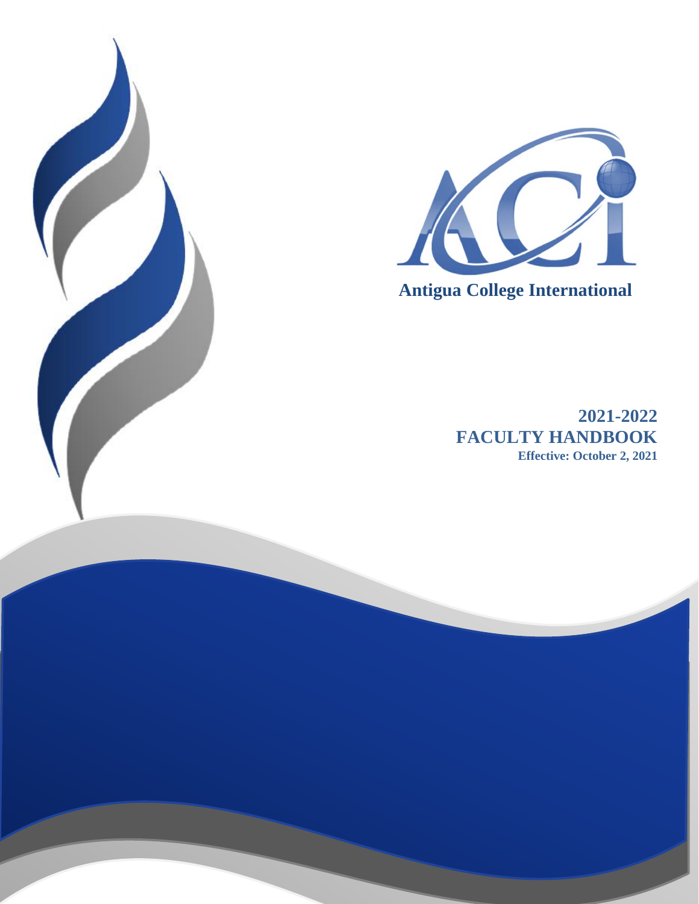ACI

**Antigua College International**

# 2021-2022
# FACULTY HANDBOOK

**Effective: October 2, 2021**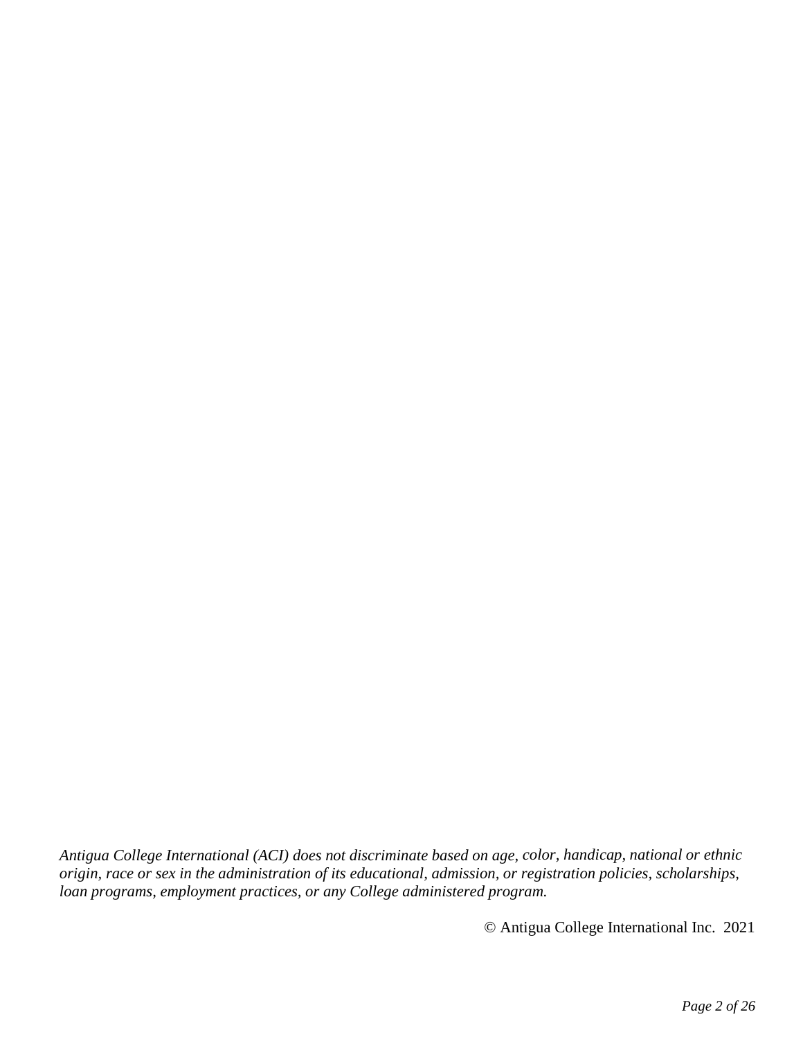*Antigua College International (ACI) does not discriminate based on age, color, handicap, national or ethnic origin, race or sex in the administration of its educational, admission, or registration policies, scholarships, loan programs, employment practices, or any College administered program.*

© Antigua College International Inc. 2021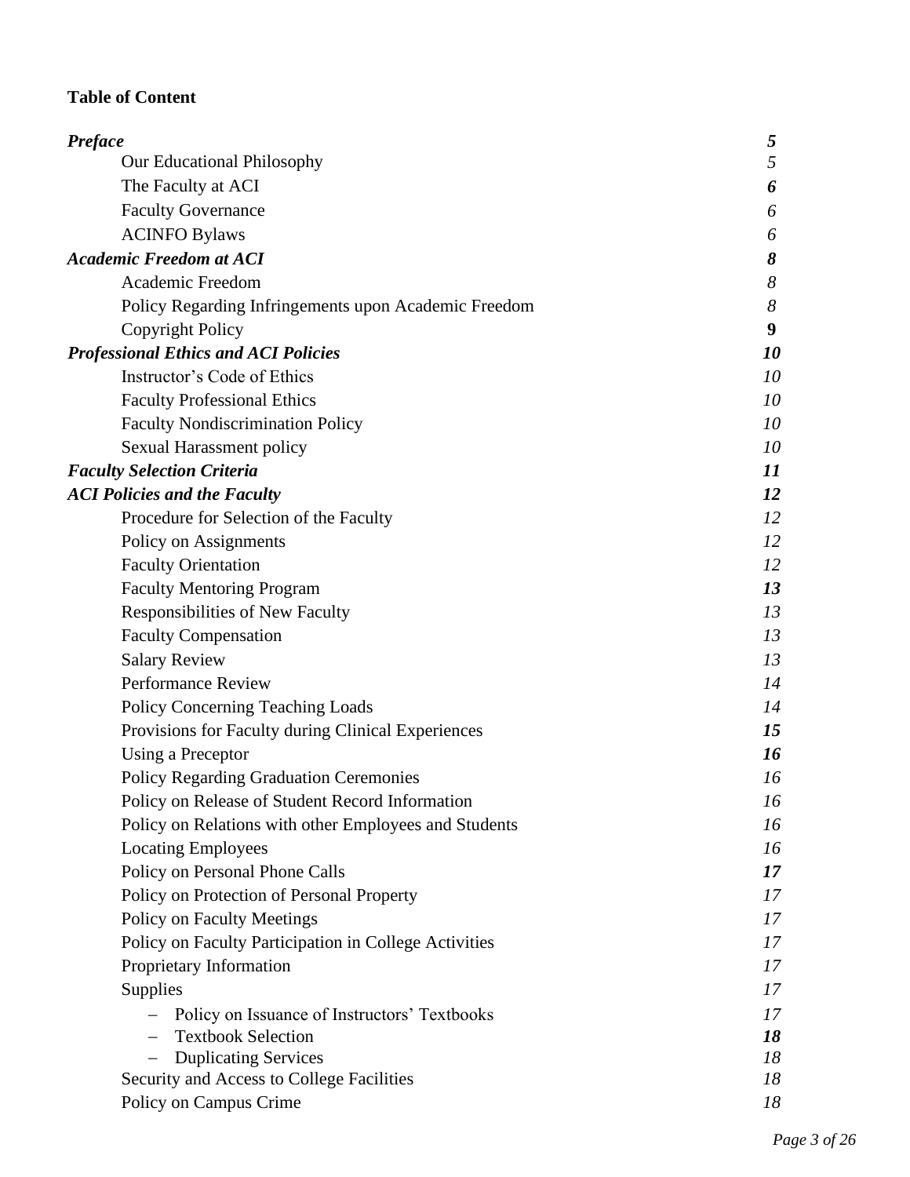**Table of Content**

| | |
|---|---|
| ***Preface*** | ***5*** |
| Our Educational Philosophy | *5* |
| The Faculty at ACI | ***6*** |
| Faculty Governance | *6* |
| ACINFO Bylaws | *6* |
| ***Academic Freedom at ACI*** | ***8*** |
| Academic Freedom | *8* |
| Policy Regarding Infringements upon Academic Freedom | *8* |
| Copyright Policy | **9** |
| ***Professional Ethics and ACI Policies*** | ***10*** |
| Instructor's Code of Ethics | *10* |
| Faculty Professional Ethics | *10* |
| Faculty Nondiscrimination Policy | *10* |
| Sexual Harassment policy | *10* |
| ***Faculty Selection Criteria*** | ***11*** |
| ***ACI Policies and the Faculty*** | ***12*** |
| Procedure for Selection of the Faculty | *12* |
| Policy on Assignments | *12* |
| Faculty Orientation | *12* |
| Faculty Mentoring Program | ***13*** |
| Responsibilities of New Faculty | *13* |
| Faculty Compensation | *13* |
| Salary Review | *13* |
| Performance Review | *14* |
| Policy Concerning Teaching Loads | *14* |
| Provisions for Faculty during Clinical Experiences | ***15*** |
| Using a Preceptor | ***16*** |
| Policy Regarding Graduation Ceremonies | *16* |
| Policy on Release of Student Record Information | *16* |
| Policy on Relations with other Employees and Students | *16* |
| Locating Employees | *16* |
| Policy on Personal Phone Calls | ***17*** |
| Policy on Protection of Personal Property | *17* |
| Policy on Faculty Meetings | *17* |
| Policy on Faculty Participation in College Activities | *17* |
| Proprietary Information | *17* |
| Supplies | *17* |
| – Policy on Issuance of Instructors' Textbooks | *17* |
| – Textbook Selection | ***18*** |
| – Duplicating Services | *18* |
| Security and Access to College Facilities | *18* |
| Policy on Campus Crime | *18* |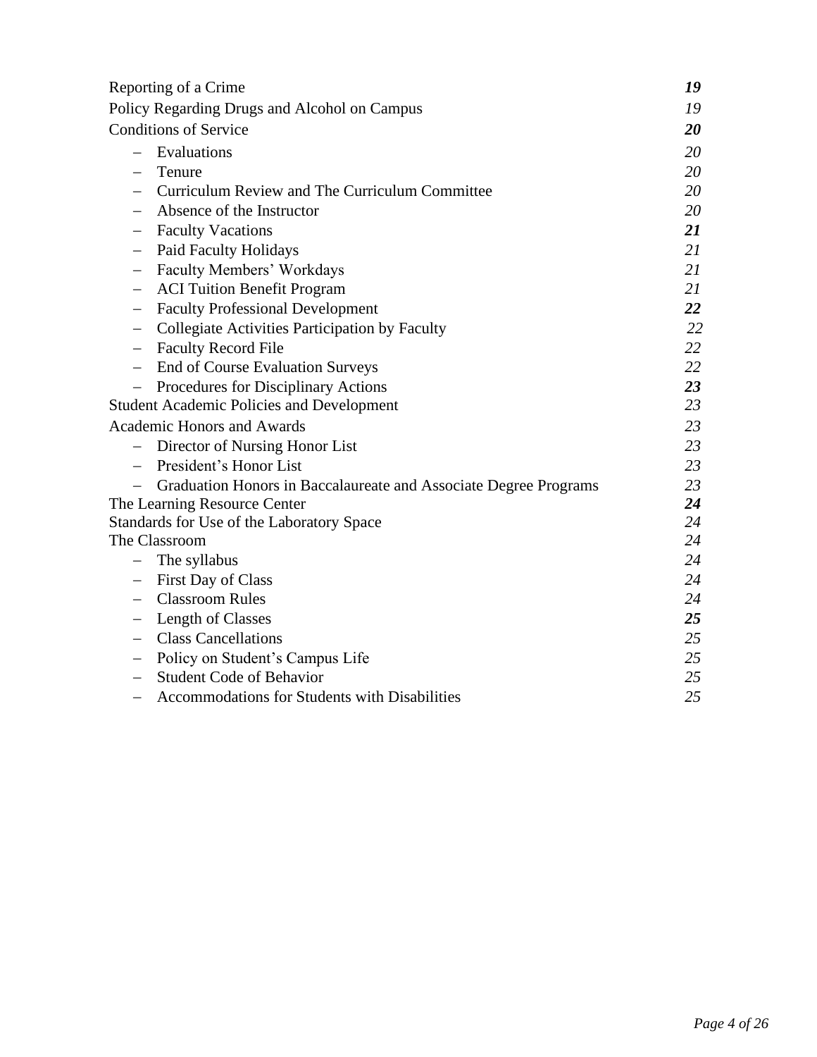| | |
|---|---|
| Reporting of a Crime | ***19*** |
| Policy Regarding Drugs and Alcohol on Campus | *19* |
| Conditions of Service | ***20*** |
| – Evaluations | *20* |
| – Tenure | *20* |
| – Curriculum Review and The Curriculum Committee | *20* |
| – Absence of the Instructor | *20* |
| – Faculty Vacations | ***21*** |
| – Paid Faculty Holidays | *21* |
| – Faculty Members' Workdays | *21* |
| – ACI Tuition Benefit Program | *21* |
| – Faculty Professional Development | ***22*** |
| – Collegiate Activities Participation by Faculty | *22* |
| – Faculty Record File | *22* |
| – End of Course Evaluation Surveys | *22* |
| – Procedures for Disciplinary Actions | ***23*** |
| Student Academic Policies and Development | *23* |
| Academic Honors and Awards | *23* |
| – Director of Nursing Honor List | *23* |
| – President's Honor List | *23* |
| – Graduation Honors in Baccalaureate and Associate Degree Programs | *23* |
| The Learning Resource Center | ***24*** |
| Standards for Use of the Laboratory Space | *24* |
| The Classroom | *24* |
| – The syllabus | *24* |
| – First Day of Class | *24* |
| – Classroom Rules | *24* |
| – Length of Classes | ***25*** |
| – Class Cancellations | *25* |
| – Policy on Student's Campus Life | *25* |
| – Student Code of Behavior | *25* |
| – Accommodations for Students with Disabilities | *25* |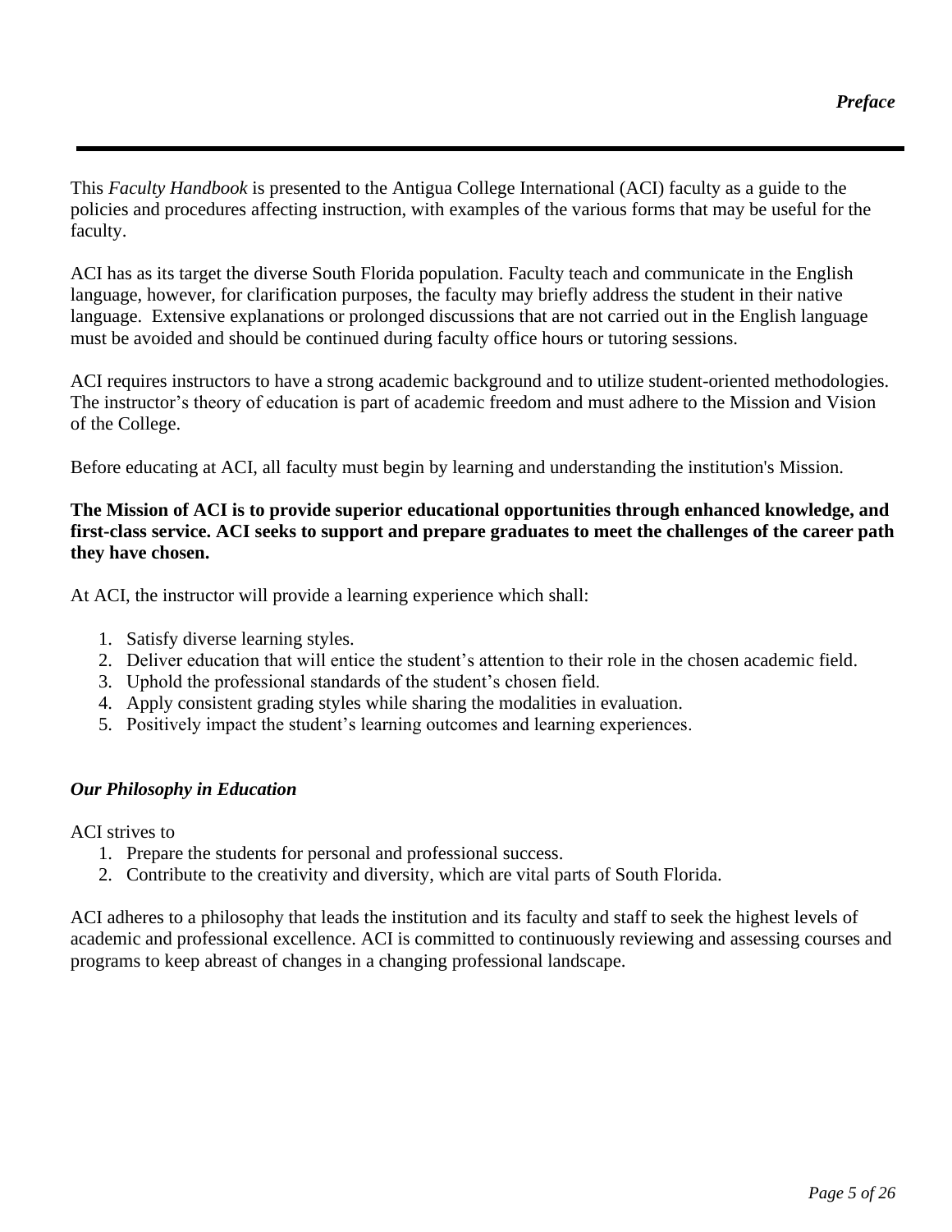# *Preface*

This *Faculty Handbook* is presented to the Antigua College International (ACI) faculty as a guide to the policies and procedures affecting instruction, with examples of the various forms that may be useful for the faculty.

ACI has as its target the diverse South Florida population. Faculty teach and communicate in the English language, however, for clarification purposes, the faculty may briefly address the student in their native language. Extensive explanations or prolonged discussions that are not carried out in the English language must be avoided and should be continued during faculty office hours or tutoring sessions.

ACI requires instructors to have a strong academic background and to utilize student-oriented methodologies. The instructor's theory of education is part of academic freedom and must adhere to the Mission and Vision of the College.

Before educating at ACI, all faculty must begin by learning and understanding the institution's Mission.

**The Mission of ACI is to provide superior educational opportunities through enhanced knowledge, and first-class service. ACI seeks to support and prepare graduates to meet the challenges of the career path they have chosen.**

At ACI, the instructor will provide a learning experience which shall:

1. Satisfy diverse learning styles.
2. Deliver education that will entice the student's attention to their role in the chosen academic field.
3. Uphold the professional standards of the student's chosen field.
4. Apply consistent grading styles while sharing the modalities in evaluation.
5. Positively impact the student's learning outcomes and learning experiences.

## ***Our Philosophy in Education***

ACI strives to

1. Prepare the students for personal and professional success.
2. Contribute to the creativity and diversity, which are vital parts of South Florida.

ACI adheres to a philosophy that leads the institution and its faculty and staff to seek the highest levels of academic and professional excellence. ACI is committed to continuously reviewing and assessing courses and programs to keep abreast of changes in a changing professional landscape.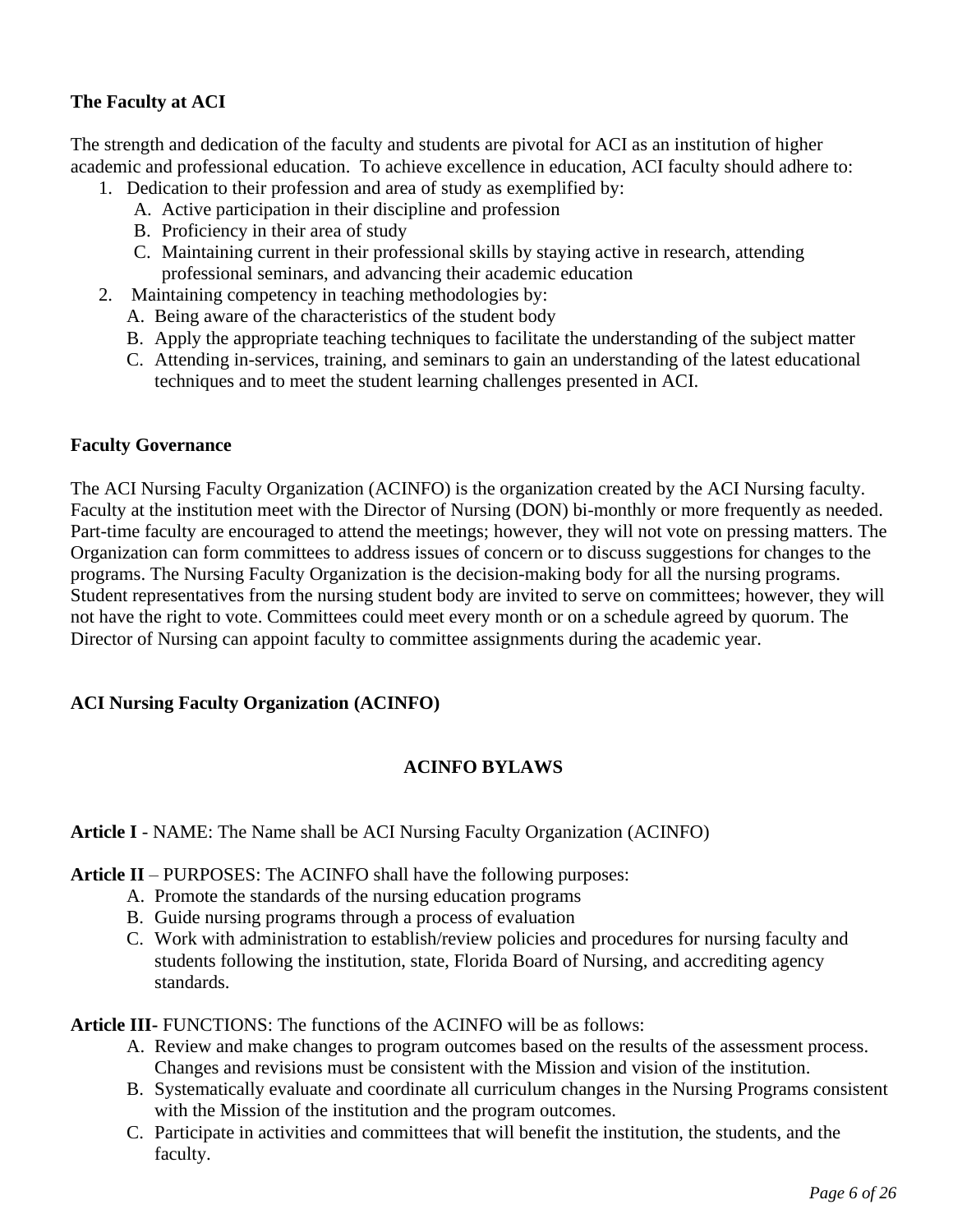**The Faculty at ACI**

The strength and dedication of the faculty and students are pivotal for ACI as an institution of higher academic and professional education. To achieve excellence in education, ACI faculty should adhere to:

1. Dedication to their profession and area of study as exemplified by:
   A. Active participation in their discipline and profession
   B. Proficiency in their area of study
   C. Maintaining current in their professional skills by staying active in research, attending professional seminars, and advancing their academic education
2. Maintaining competency in teaching methodologies by:
   A. Being aware of the characteristics of the student body
   B. Apply the appropriate teaching techniques to facilitate the understanding of the subject matter
   C. Attending in-services, training, and seminars to gain an understanding of the latest educational techniques and to meet the student learning challenges presented in ACI.

**Faculty Governance**

The ACI Nursing Faculty Organization (ACINFO) is the organization created by the ACI Nursing faculty. Faculty at the institution meet with the Director of Nursing (DON) bi-monthly or more frequently as needed. Part-time faculty are encouraged to attend the meetings; however, they will not vote on pressing matters. The Organization can form committees to address issues of concern or to discuss suggestions for changes to the programs. The Nursing Faculty Organization is the decision-making body for all the nursing programs. Student representatives from the nursing student body are invited to serve on committees; however, they will not have the right to vote. Committees could meet every month or on a schedule agreed by quorum. The Director of Nursing can appoint faculty to committee assignments during the academic year.

**ACI Nursing Faculty Organization (ACINFO)**

**ACINFO BYLAWS**

**Article I** - NAME: The Name shall be ACI Nursing Faculty Organization (ACINFO)

**Article II** – PURPOSES: The ACINFO shall have the following purposes:

A. Promote the standards of the nursing education programs
B. Guide nursing programs through a process of evaluation
C. Work with administration to establish/review policies and procedures for nursing faculty and students following the institution, state, Florida Board of Nursing, and accrediting agency standards.

**Article III**- FUNCTIONS: The functions of the ACINFO will be as follows:

A. Review and make changes to program outcomes based on the results of the assessment process. Changes and revisions must be consistent with the Mission and vision of the institution.
B. Systematically evaluate and coordinate all curriculum changes in the Nursing Programs consistent with the Mission of the institution and the program outcomes.
C. Participate in activities and committees that will benefit the institution, the students, and the faculty.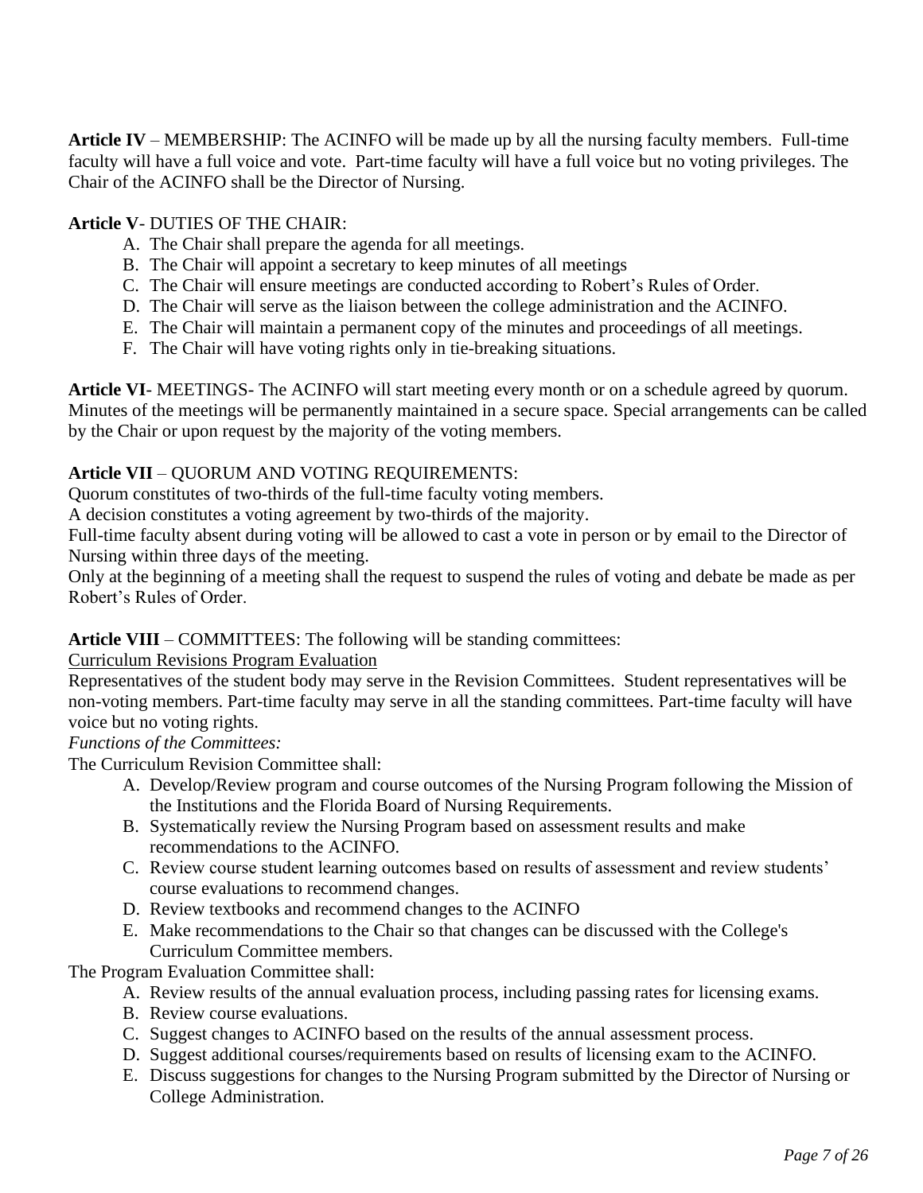**Article IV** – MEMBERSHIP: The ACINFO will be made up by all the nursing faculty members. Full-time faculty will have a full voice and vote. Part-time faculty will have a full voice but no voting privileges. The Chair of the ACINFO shall be the Director of Nursing.

**Article V**- DUTIES OF THE CHAIR:

A. The Chair shall prepare the agenda for all meetings.
B. The Chair will appoint a secretary to keep minutes of all meetings
C. The Chair will ensure meetings are conducted according to Robert's Rules of Order.
D. The Chair will serve as the liaison between the college administration and the ACINFO.
E. The Chair will maintain a permanent copy of the minutes and proceedings of all meetings.
F. The Chair will have voting rights only in tie-breaking situations.

**Article VI**- MEETINGS- The ACINFO will start meeting every month or on a schedule agreed by quorum. Minutes of the meetings will be permanently maintained in a secure space. Special arrangements can be called by the Chair or upon request by the majority of the voting members.

**Article VII** – QUORUM AND VOTING REQUIREMENTS:

Quorum constitutes of two-thirds of the full-time faculty voting members.

A decision constitutes a voting agreement by two-thirds of the majority.

Full-time faculty absent during voting will be allowed to cast a vote in person or by email to the Director of Nursing within three days of the meeting.

Only at the beginning of a meeting shall the request to suspend the rules of voting and debate be made as per Robert's Rules of Order.

**Article VIII** – COMMITTEES: The following will be standing committees:

<u>Curriculum Revisions Program Evaluation</u>

Representatives of the student body may serve in the Revision Committees. Student representatives will be non-voting members. Part-time faculty may serve in all the standing committees. Part-time faculty will have voice but no voting rights.

*Functions of the Committees:*

The Curriculum Revision Committee shall:

A. Develop/Review program and course outcomes of the Nursing Program following the Mission of the Institutions and the Florida Board of Nursing Requirements.
B. Systematically review the Nursing Program based on assessment results and make recommendations to the ACINFO.
C. Review course student learning outcomes based on results of assessment and review students' course evaluations to recommend changes.
D. Review textbooks and recommend changes to the ACINFO
E. Make recommendations to the Chair so that changes can be discussed with the College's Curriculum Committee members.

The Program Evaluation Committee shall:

A. Review results of the annual evaluation process, including passing rates for licensing exams.
B. Review course evaluations.
C. Suggest changes to ACINFO based on the results of the annual assessment process.
D. Suggest additional courses/requirements based on results of licensing exam to the ACINFO.
E. Discuss suggestions for changes to the Nursing Program submitted by the Director of Nursing or College Administration.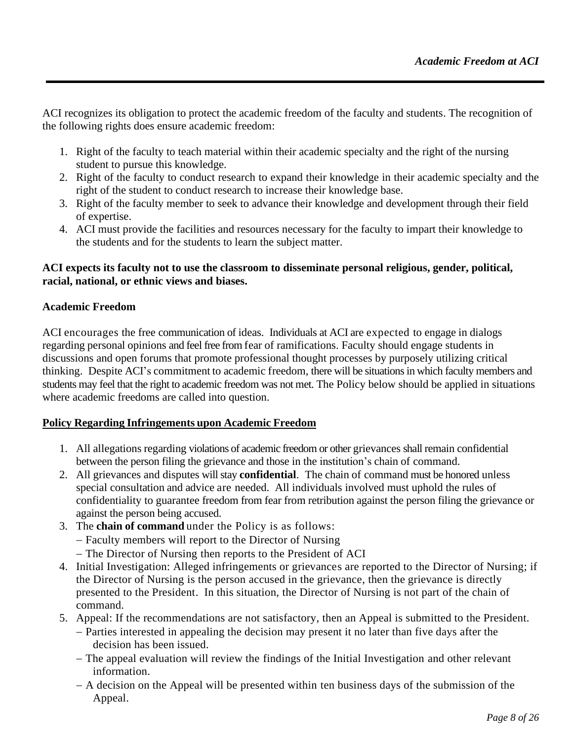ACI recognizes its obligation to protect the academic freedom of the faculty and students. The recognition of the following rights does ensure academic freedom:

1. Right of the faculty to teach material within their academic specialty and the right of the nursing student to pursue this knowledge.
2. Right of the faculty to conduct research to expand their knowledge in their academic specialty and the right of the student to conduct research to increase their knowledge base.
3. Right of the faculty member to seek to advance their knowledge and development through their field of expertise.
4. ACI must provide the facilities and resources necessary for the faculty to impart their knowledge to the students and for the students to learn the subject matter.

**ACI expects its faculty not to use the classroom to disseminate personal religious, gender, political, racial, national, or ethnic views and biases.**

**Academic Freedom**

ACI encourages the free communication of ideas. Individuals at ACI are expected to engage in dialogs regarding personal opinions and feel free from fear of ramifications. Faculty should engage students in discussions and open forums that promote professional thought processes by purposely utilizing critical thinking. Despite ACI's commitment to academic freedom, there will be situations in which faculty members and students may feel that the right to academic freedom was not met. The Policy below should be applied in situations where academic freedoms are called into question.

**Policy Regarding Infringements upon Academic Freedom**

1. All allegations regarding violations of academic freedom or other grievances shall remain confidential between the person filing the grievance and those in the institution's chain of command.
2. All grievances and disputes will stay **confidential**. The chain of command must be honored unless special consultation and advice are needed. All individuals involved must uphold the rules of confidentiality to guarantee freedom from fear from retribution against the person filing the grievance or against the person being accused.
3. The **chain of command** under the Policy is as follows:
   - Faculty members will report to the Director of Nursing
   - The Director of Nursing then reports to the President of ACI
4. Initial Investigation: Alleged infringements or grievances are reported to the Director of Nursing; if the Director of Nursing is the person accused in the grievance, then the grievance is directly presented to the President. In this situation, the Director of Nursing is not part of the chain of command.
5. Appeal: If the recommendations are not satisfactory, then an Appeal is submitted to the President.
   - Parties interested in appealing the decision may present it no later than five days after the decision has been issued.
   - The appeal evaluation will review the findings of the Initial Investigation and other relevant information.
   - A decision on the Appeal will be presented within ten business days of the submission of the Appeal.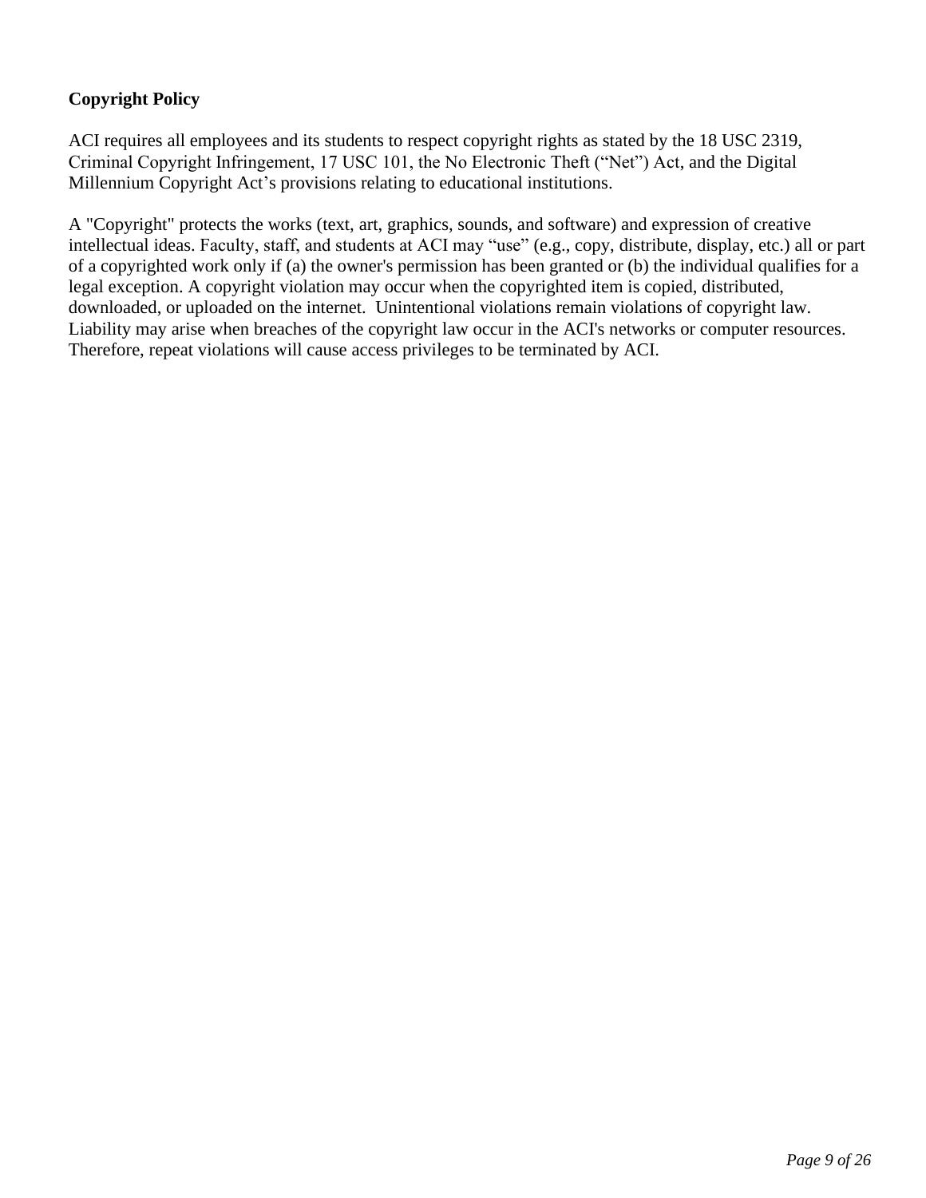**Copyright Policy**

ACI requires all employees and its students to respect copyright rights as stated by the 18 USC 2319, Criminal Copyright Infringement, 17 USC 101, the No Electronic Theft (“Net”) Act, and the Digital Millennium Copyright Act’s provisions relating to educational institutions.

A "Copyright" protects the works (text, art, graphics, sounds, and software) and expression of creative intellectual ideas. Faculty, staff, and students at ACI may “use” (e.g., copy, distribute, display, etc.) all or part of a copyrighted work only if (a) the owner's permission has been granted or (b) the individual qualifies for a legal exception. A copyright violation may occur when the copyrighted item is copied, distributed, downloaded, or uploaded on the internet. Unintentional violations remain violations of copyright law. Liability may arise when breaches of the copyright law occur in the ACI's networks or computer resources. Therefore, repeat violations will cause access privileges to be terminated by ACI.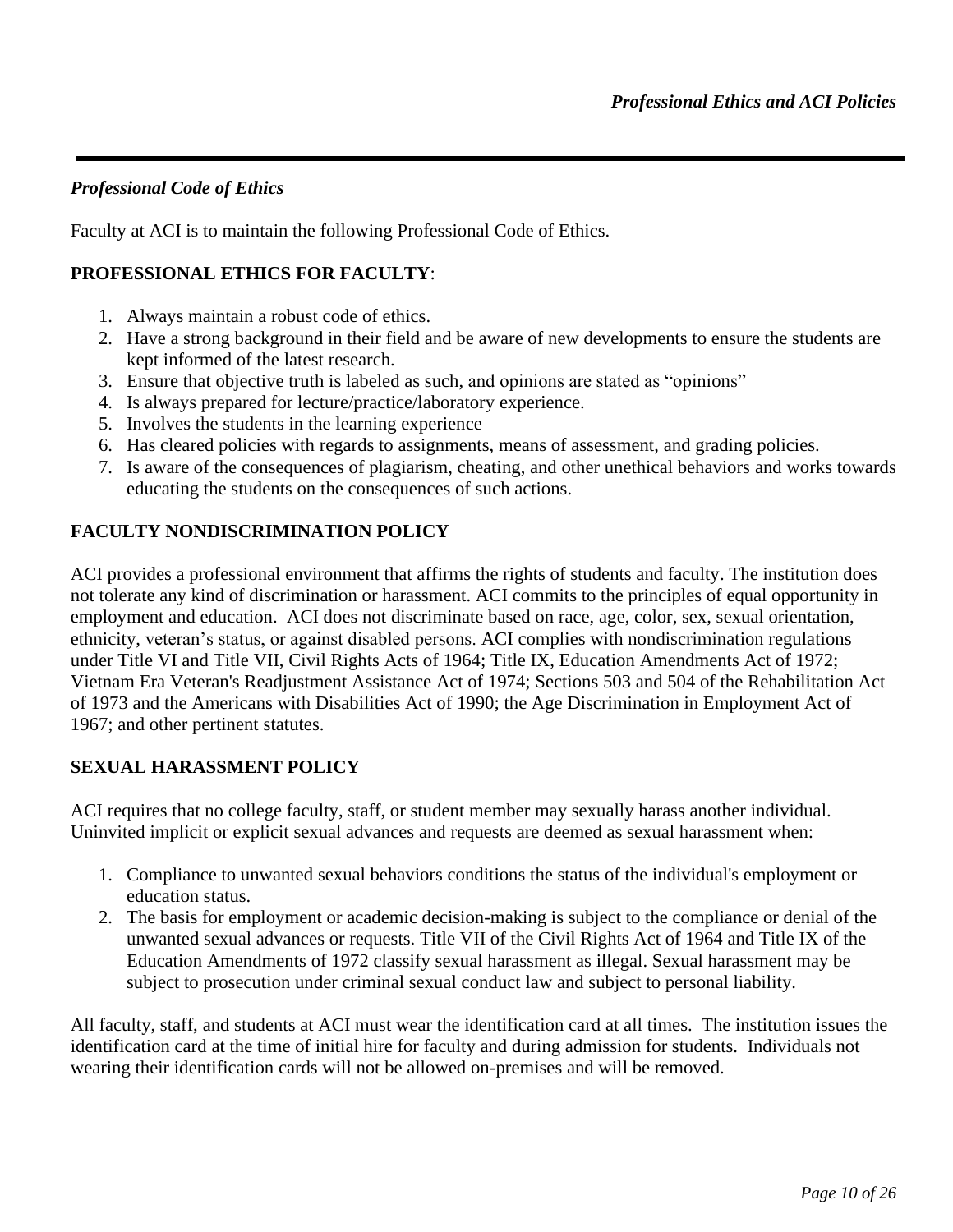*Professional Code of Ethics*

Faculty at ACI is to maintain the following Professional Code of Ethics.

**PROFESSIONAL ETHICS FOR FACULTY**:

1. Always maintain a robust code of ethics.
2. Have a strong background in their field and be aware of new developments to ensure the students are kept informed of the latest research.
3. Ensure that objective truth is labeled as such, and opinions are stated as "opinions"
4. Is always prepared for lecture/practice/laboratory experience.
5. Involves the students in the learning experience
6. Has cleared policies with regards to assignments, means of assessment, and grading policies.
7. Is aware of the consequences of plagiarism, cheating, and other unethical behaviors and works towards educating the students on the consequences of such actions.

**FACULTY NONDISCRIMINATION POLICY**

ACI provides a professional environment that affirms the rights of students and faculty. The institution does not tolerate any kind of discrimination or harassment. ACI commits to the principles of equal opportunity in employment and education. ACI does not discriminate based on race, age, color, sex, sexual orientation, ethnicity, veteran's status, or against disabled persons. ACI complies with nondiscrimination regulations under Title VI and Title VII, Civil Rights Acts of 1964; Title IX, Education Amendments Act of 1972; Vietnam Era Veteran's Readjustment Assistance Act of 1974; Sections 503 and 504 of the Rehabilitation Act of 1973 and the Americans with Disabilities Act of 1990; the Age Discrimination in Employment Act of 1967; and other pertinent statutes.

**SEXUAL HARASSMENT POLICY**

ACI requires that no college faculty, staff, or student member may sexually harass another individual. Uninvited implicit or explicit sexual advances and requests are deemed as sexual harassment when:

1. Compliance to unwanted sexual behaviors conditions the status of the individual's employment or education status.
2. The basis for employment or academic decision-making is subject to the compliance or denial of the unwanted sexual advances or requests. Title VII of the Civil Rights Act of 1964 and Title IX of the Education Amendments of 1972 classify sexual harassment as illegal. Sexual harassment may be subject to prosecution under criminal sexual conduct law and subject to personal liability.

All faculty, staff, and students at ACI must wear the identification card at all times. The institution issues the identification card at the time of initial hire for faculty and during admission for students. Individuals not wearing their identification cards will not be allowed on-premises and will be removed.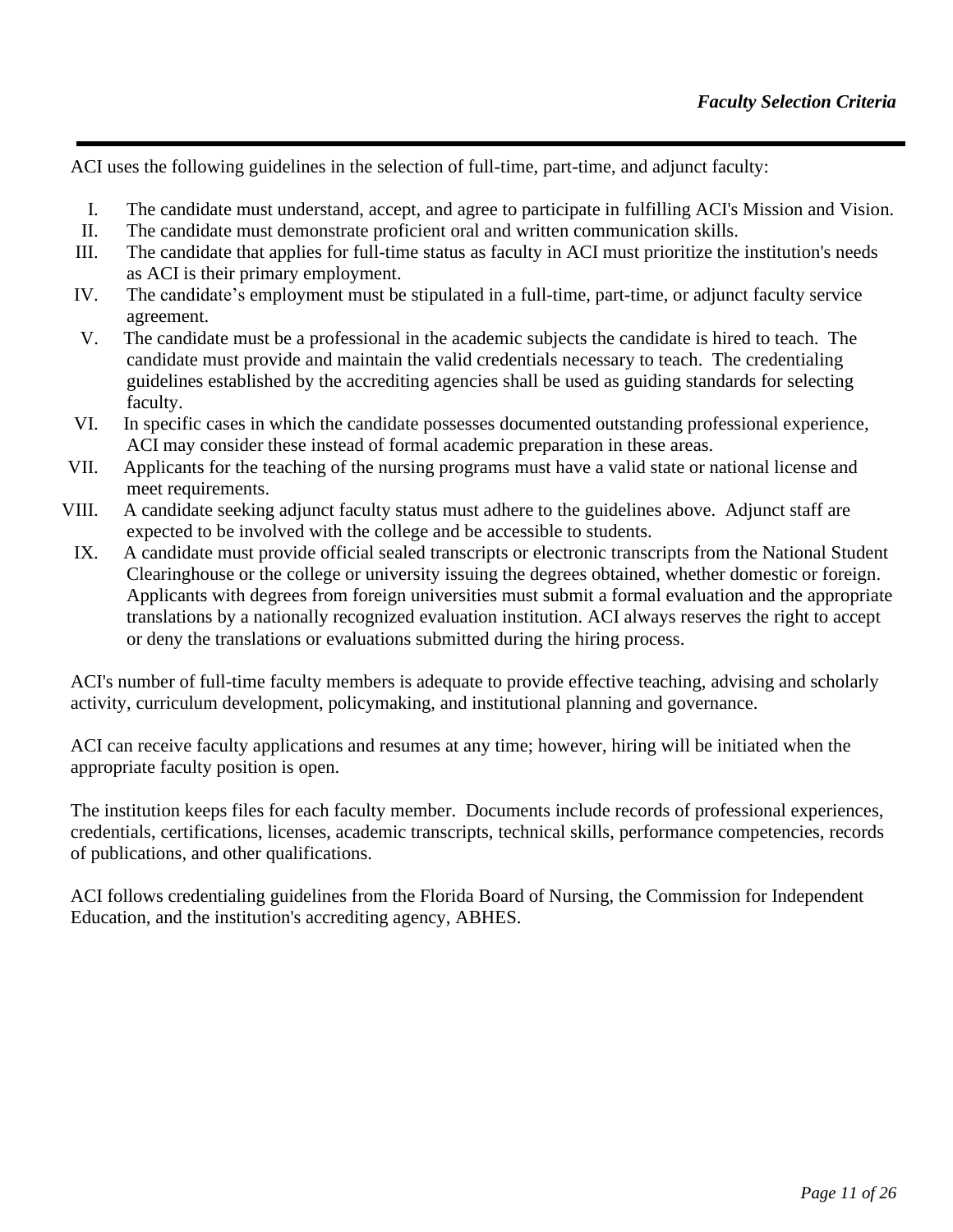## *Faculty Selection Criteria*

ACI uses the following guidelines in the selection of full-time, part-time, and adjunct faculty:

I. The candidate must understand, accept, and agree to participate in fulfilling ACI's Mission and Vision.
II. The candidate must demonstrate proficient oral and written communication skills.
III. The candidate that applies for full-time status as faculty in ACI must prioritize the institution's needs as ACI is their primary employment.
IV. The candidate's employment must be stipulated in a full-time, part-time, or adjunct faculty service agreement.
V. The candidate must be a professional in the academic subjects the candidate is hired to teach. The candidate must provide and maintain the valid credentials necessary to teach. The credentialing guidelines established by the accrediting agencies shall be used as guiding standards for selecting faculty.
VI. In specific cases in which the candidate possesses documented outstanding professional experience, ACI may consider these instead of formal academic preparation in these areas.
VII. Applicants for the teaching of the nursing programs must have a valid state or national license and meet requirements.
VIII. A candidate seeking adjunct faculty status must adhere to the guidelines above. Adjunct staff are expected to be involved with the college and be accessible to students.
IX. A candidate must provide official sealed transcripts or electronic transcripts from the National Student Clearinghouse or the college or university issuing the degrees obtained, whether domestic or foreign. Applicants with degrees from foreign universities must submit a formal evaluation and the appropriate translations by a nationally recognized evaluation institution. ACI always reserves the right to accept or deny the translations or evaluations submitted during the hiring process.

ACI's number of full-time faculty members is adequate to provide effective teaching, advising and scholarly activity, curriculum development, policymaking, and institutional planning and governance.

ACI can receive faculty applications and resumes at any time; however, hiring will be initiated when the appropriate faculty position is open.

The institution keeps files for each faculty member. Documents include records of professional experiences, credentials, certifications, licenses, academic transcripts, technical skills, performance competencies, records of publications, and other qualifications.

ACI follows credentialing guidelines from the Florida Board of Nursing, the Commission for Independent Education, and the institution's accrediting agency, ABHES.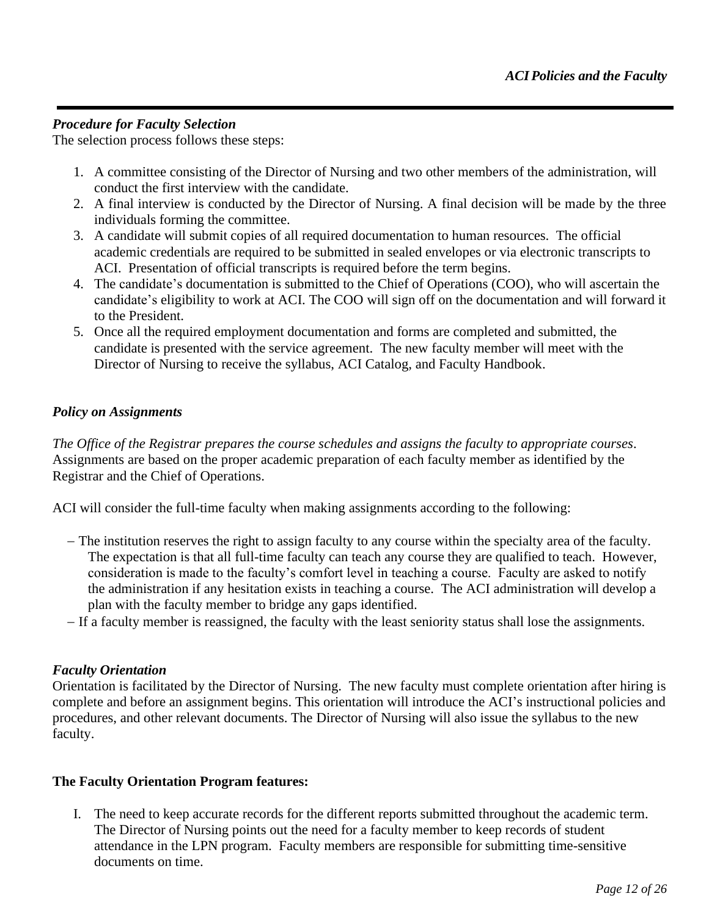### *Procedure for Faculty Selection*

The selection process follows these steps:

1. A committee consisting of the Director of Nursing and two other members of the administration, will conduct the first interview with the candidate.
2. A final interview is conducted by the Director of Nursing. A final decision will be made by the three individuals forming the committee.
3. A candidate will submit copies of all required documentation to human resources. The official academic credentials are required to be submitted in sealed envelopes or via electronic transcripts to ACI. Presentation of official transcripts is required before the term begins.
4. The candidate's documentation is submitted to the Chief of Operations (COO), who will ascertain the candidate's eligibility to work at ACI. The COO will sign off on the documentation and will forward it to the President.
5. Once all the required employment documentation and forms are completed and submitted, the candidate is presented with the service agreement. The new faculty member will meet with the Director of Nursing to receive the syllabus, ACI Catalog, and Faculty Handbook.

### *Policy on Assignments*

*The Office of the Registrar prepares the course schedules and assigns the faculty to appropriate courses*. Assignments are based on the proper academic preparation of each faculty member as identified by the Registrar and the Chief of Operations.

ACI will consider the full-time faculty when making assignments according to the following:

- The institution reserves the right to assign faculty to any course within the specialty area of the faculty. The expectation is that all full-time faculty can teach any course they are qualified to teach. However, consideration is made to the faculty's comfort level in teaching a course. Faculty are asked to notify the administration if any hesitation exists in teaching a course. The ACI administration will develop a plan with the faculty member to bridge any gaps identified.
- If a faculty member is reassigned, the faculty with the least seniority status shall lose the assignments.

### *Faculty Orientation*

Orientation is facilitated by the Director of Nursing. The new faculty must complete orientation after hiring is complete and before an assignment begins. This orientation will introduce the ACI's instructional policies and procedures, and other relevant documents. The Director of Nursing will also issue the syllabus to the new faculty.

**The Faculty Orientation Program features:**

I. The need to keep accurate records for the different reports submitted throughout the academic term. The Director of Nursing points out the need for a faculty member to keep records of student attendance in the LPN program. Faculty members are responsible for submitting time-sensitive documents on time.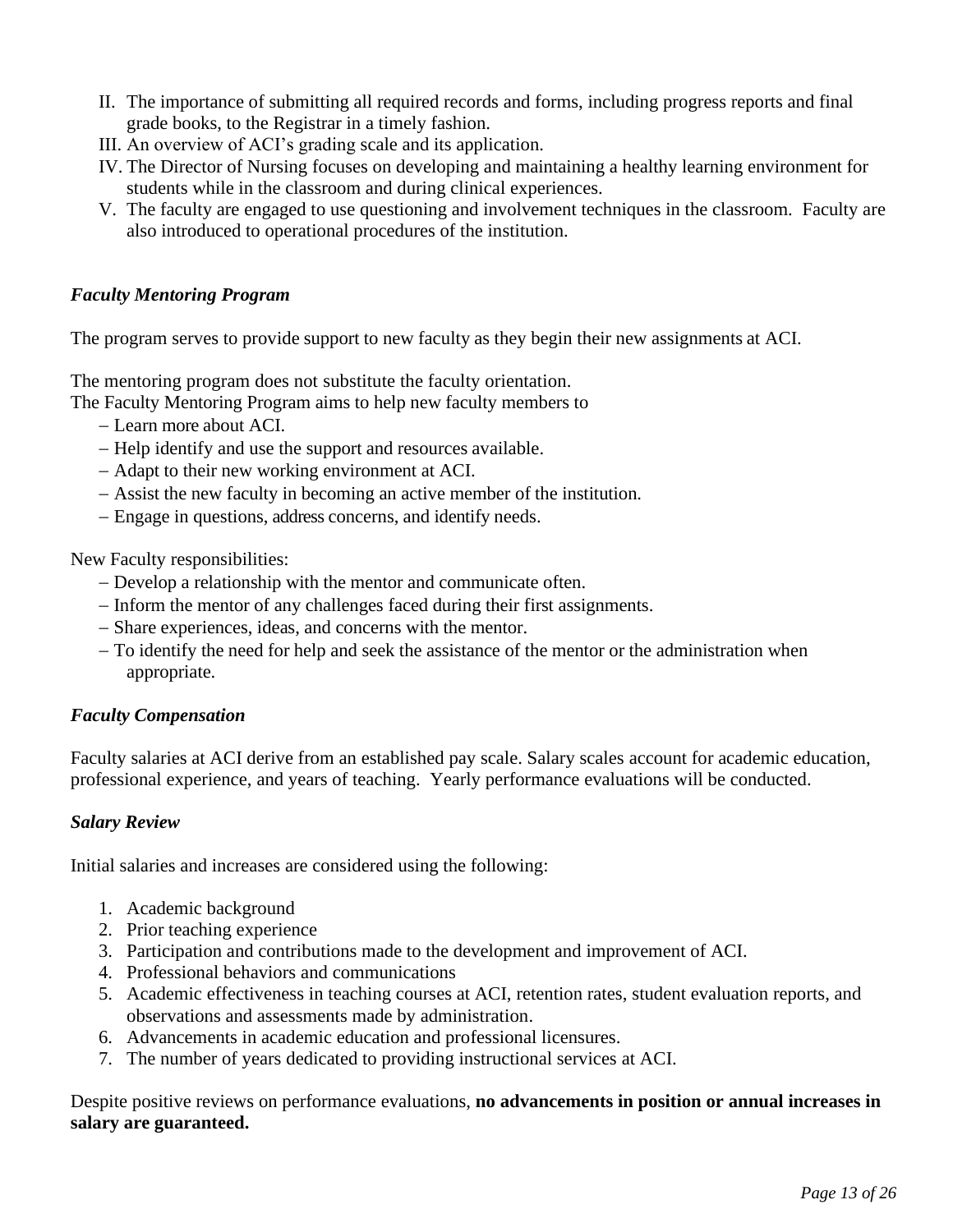II. The importance of submitting all required records and forms, including progress reports and final grade books, to the Registrar in a timely fashion.
III. An overview of ACI's grading scale and its application.
IV. The Director of Nursing focuses on developing and maintaining a healthy learning environment for students while in the classroom and during clinical experiences.
V. The faculty are engaged to use questioning and involvement techniques in the classroom. Faculty are also introduced to operational procedures of the institution.

***Faculty Mentoring Program***

The program serves to provide support to new faculty as they begin their new assignments at ACI.

The mentoring program does not substitute the faculty orientation.
The Faculty Mentoring Program aims to help new faculty members to

- Learn more about ACI.
- Help identify and use the support and resources available.
- Adapt to their new working environment at ACI.
- Assist the new faculty in becoming an active member of the institution.
- Engage in questions, address concerns, and identify needs.

New Faculty responsibilities:

- Develop a relationship with the mentor and communicate often.
- Inform the mentor of any challenges faced during their first assignments.
- Share experiences, ideas, and concerns with the mentor.
- To identify the need for help and seek the assistance of the mentor or the administration when appropriate.

***Faculty Compensation***

Faculty salaries at ACI derive from an established pay scale. Salary scales account for academic education, professional experience, and years of teaching. Yearly performance evaluations will be conducted.

***Salary Review***

Initial salaries and increases are considered using the following:

1. Academic background
2. Prior teaching experience
3. Participation and contributions made to the development and improvement of ACI.
4. Professional behaviors and communications
5. Academic effectiveness in teaching courses at ACI, retention rates, student evaluation reports, and observations and assessments made by administration.
6. Advancements in academic education and professional licensures.
7. The number of years dedicated to providing instructional services at ACI.

Despite positive reviews on performance evaluations, **no advancements in position or annual increases in salary are guaranteed.**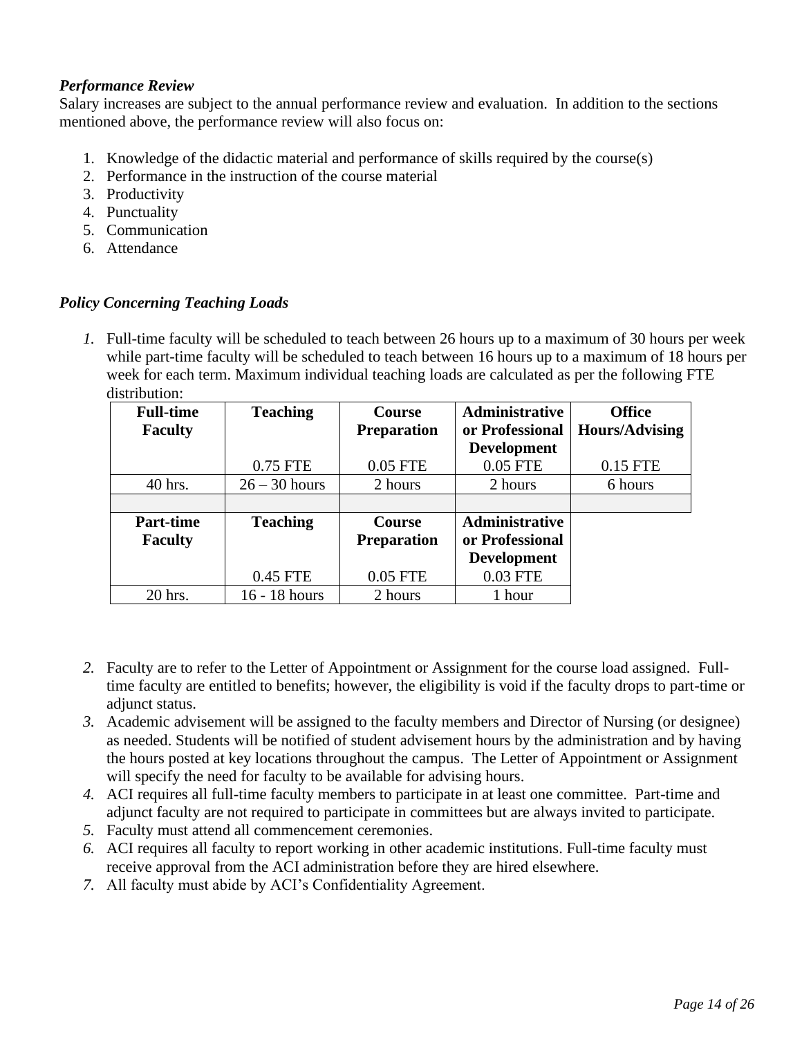### *Performance Review*

Salary increases are subject to the annual performance review and evaluation. In addition to the sections mentioned above, the performance review will also focus on:

1. Knowledge of the didactic material and performance of skills required by the course(s)
2. Performance in the instruction of the course material
3. Productivity
4. Punctuality
5. Communication
6. Attendance

### *Policy Concerning Teaching Loads*

1. Full-time faculty will be scheduled to teach between 26 hours up to a maximum of 30 hours per week while part-time faculty will be scheduled to teach between 16 hours up to a maximum of 18 hours per week for each term. Maximum individual teaching loads are calculated as per the following FTE distribution:

| **Full-time Faculty** | **Teaching** 0.75 FTE | **Course Preparation** 0.05 FTE | **Administrative or Professional Development** 0.05 FTE | **Office Hours/Advising** 0.15 FTE |
|---|---|---|---|---|
| 40 hrs. | 26 – 30 hours | 2 hours | 2 hours | 6 hours |
| | | | | |
| **Part-time Faculty** | **Teaching** 0.45 FTE | **Course Preparation** 0.05 FTE | **Administrative or Professional Development** 0.03 FTE | |
| 20 hrs. | 16 - 18 hours | 2 hours | 1 hour | |

2. Faculty are to refer to the Letter of Appointment or Assignment for the course load assigned. Full-time faculty are entitled to benefits; however, the eligibility is void if the faculty drops to part-time or adjunct status.
3. Academic advisement will be assigned to the faculty members and Director of Nursing (or designee) as needed. Students will be notified of student advisement hours by the administration and by having the hours posted at key locations throughout the campus. The Letter of Appointment or Assignment will specify the need for faculty to be available for advising hours.
4. ACI requires all full-time faculty members to participate in at least one committee. Part-time and adjunct faculty are not required to participate in committees but are always invited to participate.
5. Faculty must attend all commencement ceremonies.
6. ACI requires all faculty to report working in other academic institutions. Full-time faculty must receive approval from the ACI administration before they are hired elsewhere.
7. All faculty must abide by ACI's Confidentiality Agreement.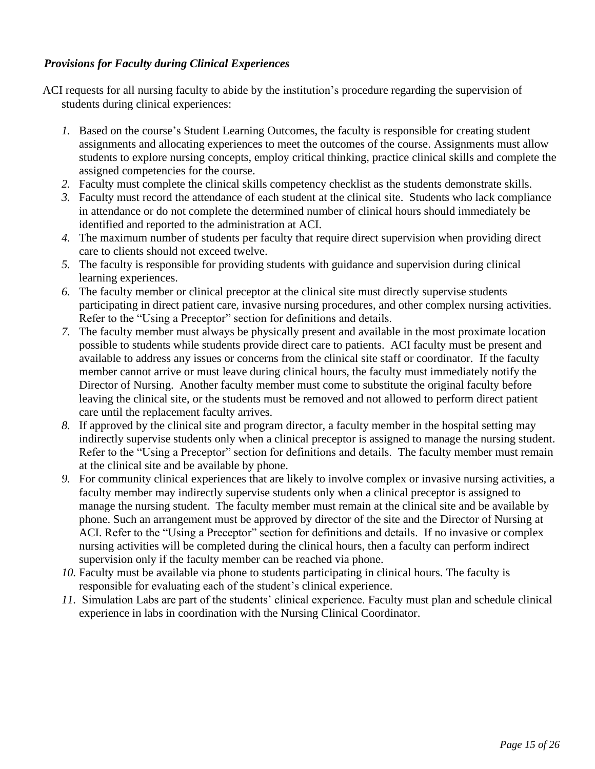***Provisions for Faculty during Clinical Experiences***

ACI requests for all nursing faculty to abide by the institution's procedure regarding the supervision of students during clinical experiences:

1. Based on the course's Student Learning Outcomes, the faculty is responsible for creating student assignments and allocating experiences to meet the outcomes of the course. Assignments must allow students to explore nursing concepts, employ critical thinking, practice clinical skills and complete the assigned competencies for the course.
2. Faculty must complete the clinical skills competency checklist as the students demonstrate skills.
3. Faculty must record the attendance of each student at the clinical site. Students who lack compliance in attendance or do not complete the determined number of clinical hours should immediately be identified and reported to the administration at ACI.
4. The maximum number of students per faculty that require direct supervision when providing direct care to clients should not exceed twelve.
5. The faculty is responsible for providing students with guidance and supervision during clinical learning experiences.
6. The faculty member or clinical preceptor at the clinical site must directly supervise students participating in direct patient care, invasive nursing procedures, and other complex nursing activities. Refer to the "Using a Preceptor" section for definitions and details.
7. The faculty member must always be physically present and available in the most proximate location possible to students while students provide direct care to patients. ACI faculty must be present and available to address any issues or concerns from the clinical site staff or coordinator. If the faculty member cannot arrive or must leave during clinical hours, the faculty must immediately notify the Director of Nursing. Another faculty member must come to substitute the original faculty before leaving the clinical site, or the students must be removed and not allowed to perform direct patient care until the replacement faculty arrives.
8. If approved by the clinical site and program director, a faculty member in the hospital setting may indirectly supervise students only when a clinical preceptor is assigned to manage the nursing student. Refer to the "Using a Preceptor" section for definitions and details. The faculty member must remain at the clinical site and be available by phone.
9. For community clinical experiences that are likely to involve complex or invasive nursing activities, a faculty member may indirectly supervise students only when a clinical preceptor is assigned to manage the nursing student. The faculty member must remain at the clinical site and be available by phone. Such an arrangement must be approved by director of the site and the Director of Nursing at ACI. Refer to the "Using a Preceptor" section for definitions and details. If no invasive or complex nursing activities will be completed during the clinical hours, then a faculty can perform indirect supervision only if the faculty member can be reached via phone.
10. Faculty must be available via phone to students participating in clinical hours. The faculty is responsible for evaluating each of the student's clinical experience.
11. Simulation Labs are part of the students' clinical experience. Faculty must plan and schedule clinical experience in labs in coordination with the Nursing Clinical Coordinator.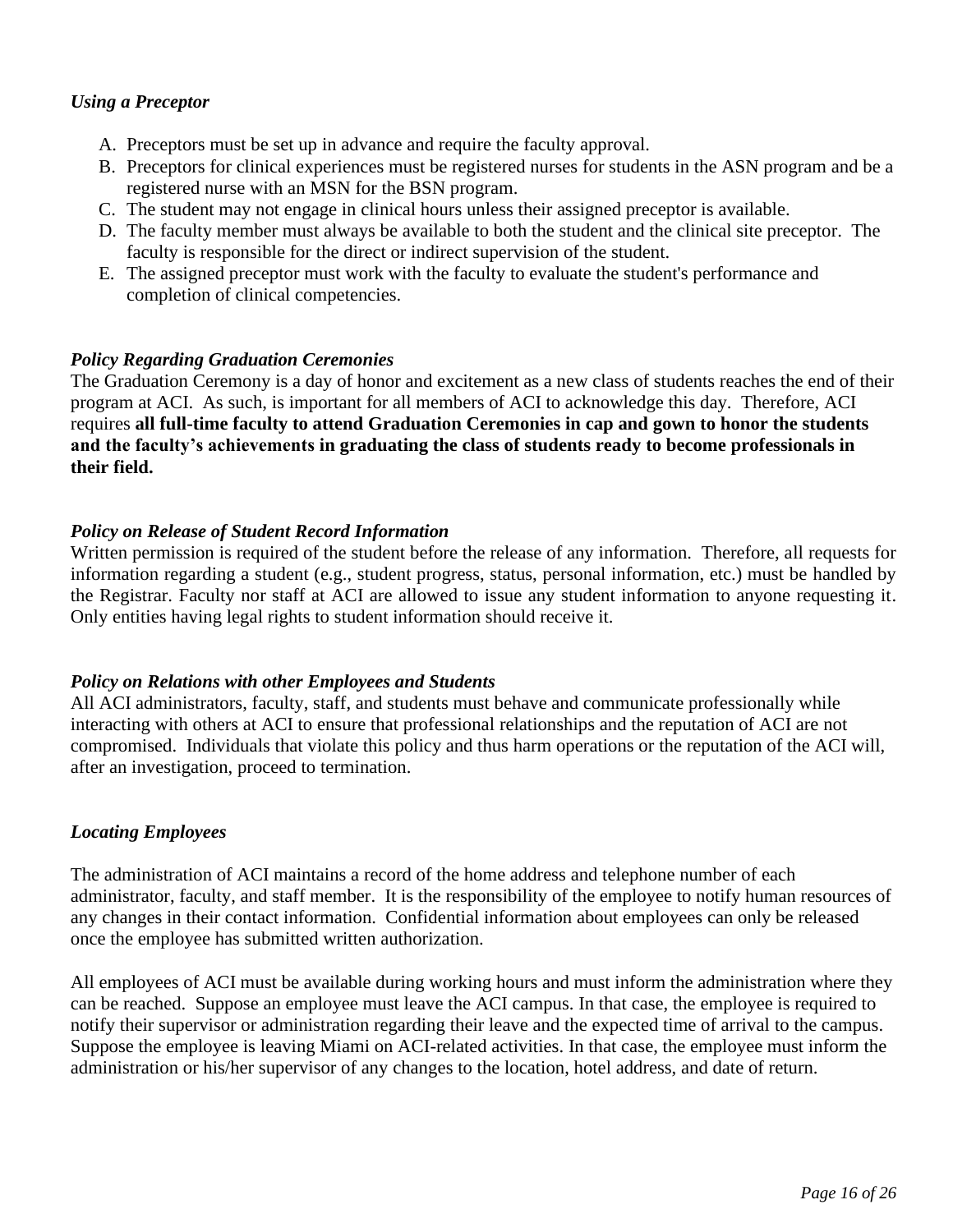*Using a Preceptor*

A. Preceptors must be set up in advance and require the faculty approval.
B. Preceptors for clinical experiences must be registered nurses for students in the ASN program and be a registered nurse with an MSN for the BSN program.
C. The student may not engage in clinical hours unless their assigned preceptor is available.
D. The faculty member must always be available to both the student and the clinical site preceptor. The faculty is responsible for the direct or indirect supervision of the student.
E. The assigned preceptor must work with the faculty to evaluate the student's performance and completion of clinical competencies.

*Policy Regarding Graduation Ceremonies*

The Graduation Ceremony is a day of honor and excitement as a new class of students reaches the end of their program at ACI. As such, is important for all members of ACI to acknowledge this day. Therefore, ACI requires **all full-time faculty to attend Graduation Ceremonies in cap and gown to honor the students and the faculty's achievements in graduating the class of students ready to become professionals in their field.**

*Policy on Release of Student Record Information*

Written permission is required of the student before the release of any information. Therefore, all requests for information regarding a student (e.g., student progress, status, personal information, etc.) must be handled by the Registrar. Faculty nor staff at ACI are allowed to issue any student information to anyone requesting it. Only entities having legal rights to student information should receive it.

*Policy on Relations with other Employees and Students*

All ACI administrators, faculty, staff, and students must behave and communicate professionally while interacting with others at ACI to ensure that professional relationships and the reputation of ACI are not compromised. Individuals that violate this policy and thus harm operations or the reputation of the ACI will, after an investigation, proceed to termination.

*Locating Employees*

The administration of ACI maintains a record of the home address and telephone number of each administrator, faculty, and staff member. It is the responsibility of the employee to notify human resources of any changes in their contact information. Confidential information about employees can only be released once the employee has submitted written authorization.

All employees of ACI must be available during working hours and must inform the administration where they can be reached. Suppose an employee must leave the ACI campus. In that case, the employee is required to notify their supervisor or administration regarding their leave and the expected time of arrival to the campus. Suppose the employee is leaving Miami on ACI-related activities. In that case, the employee must inform the administration or his/her supervisor of any changes to the location, hotel address, and date of return.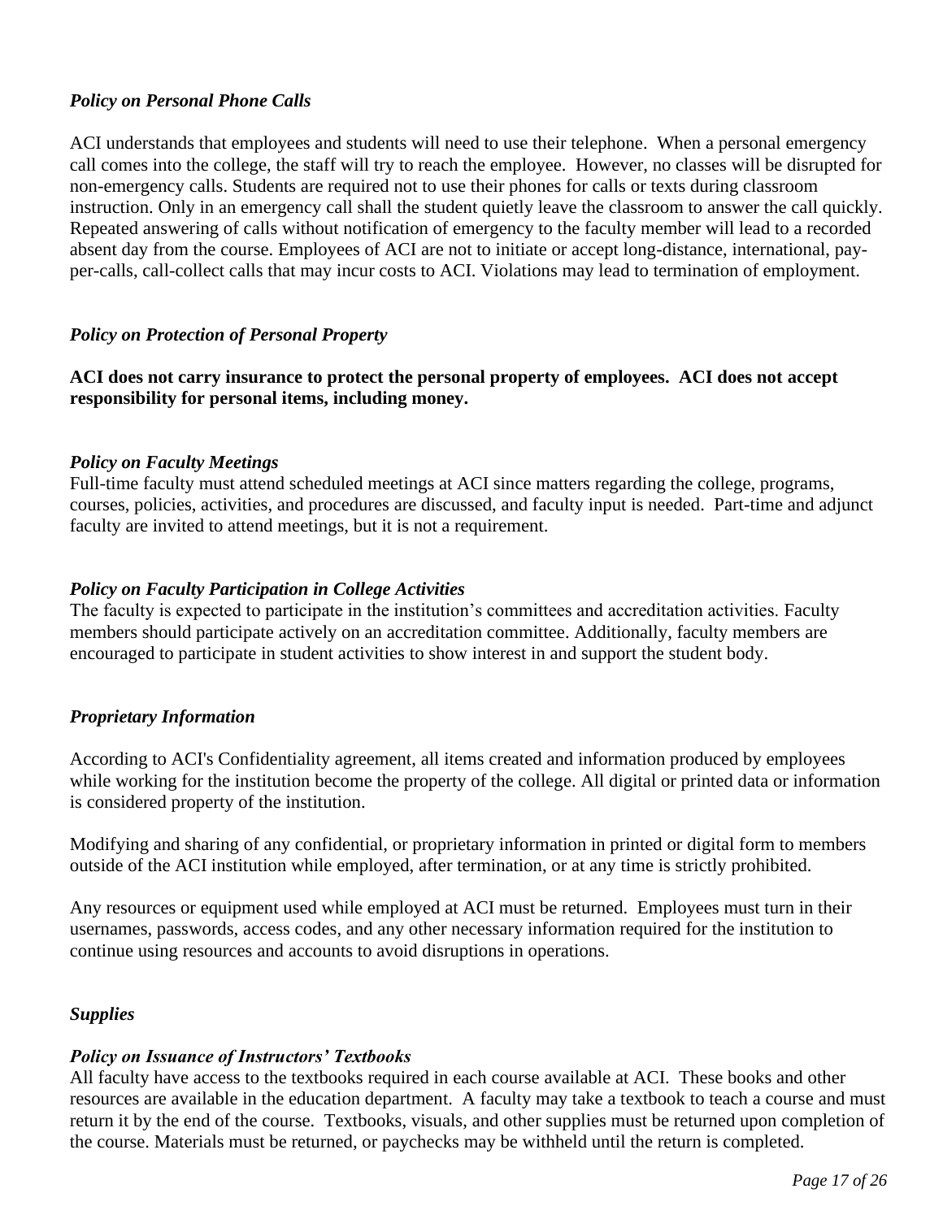### *Policy on Personal Phone Calls*

ACI understands that employees and students will need to use their telephone. When a personal emergency call comes into the college, the staff will try to reach the employee. However, no classes will be disrupted for non-emergency calls. Students are required not to use their phones for calls or texts during classroom instruction. Only in an emergency call shall the student quietly leave the classroom to answer the call quickly. Repeated answering of calls without notification of emergency to the faculty member will lead to a recorded absent day from the course. Employees of ACI are not to initiate or accept long-distance, international, pay-per-calls, call-collect calls that may incur costs to ACI. Violations may lead to termination of employment.

### *Policy on Protection of Personal Property*

**ACI does not carry insurance to protect the personal property of employees. ACI does not accept responsibility for personal items, including money.**

### *Policy on Faculty Meetings*

Full-time faculty must attend scheduled meetings at ACI since matters regarding the college, programs, courses, policies, activities, and procedures are discussed, and faculty input is needed. Part-time and adjunct faculty are invited to attend meetings, but it is not a requirement.

### *Policy on Faculty Participation in College Activities*

The faculty is expected to participate in the institution's committees and accreditation activities. Faculty members should participate actively on an accreditation committee. Additionally, faculty members are encouraged to participate in student activities to show interest in and support the student body.

### *Proprietary Information*

According to ACI's Confidentiality agreement, all items created and information produced by employees while working for the institution become the property of the college. All digital or printed data or information is considered property of the institution.

Modifying and sharing of any confidential, or proprietary information in printed or digital form to members outside of the ACI institution while employed, after termination, or at any time is strictly prohibited.

Any resources or equipment used while employed at ACI must be returned. Employees must turn in their usernames, passwords, access codes, and any other necessary information required for the institution to continue using resources and accounts to avoid disruptions in operations.

### *Supplies*

### *Policy on Issuance of Instructors' Textbooks*

All faculty have access to the textbooks required in each course available at ACI. These books and other resources are available in the education department. A faculty may take a textbook to teach a course and must return it by the end of the course. Textbooks, visuals, and other supplies must be returned upon completion of the course. Materials must be returned, or paychecks may be withheld until the return is completed.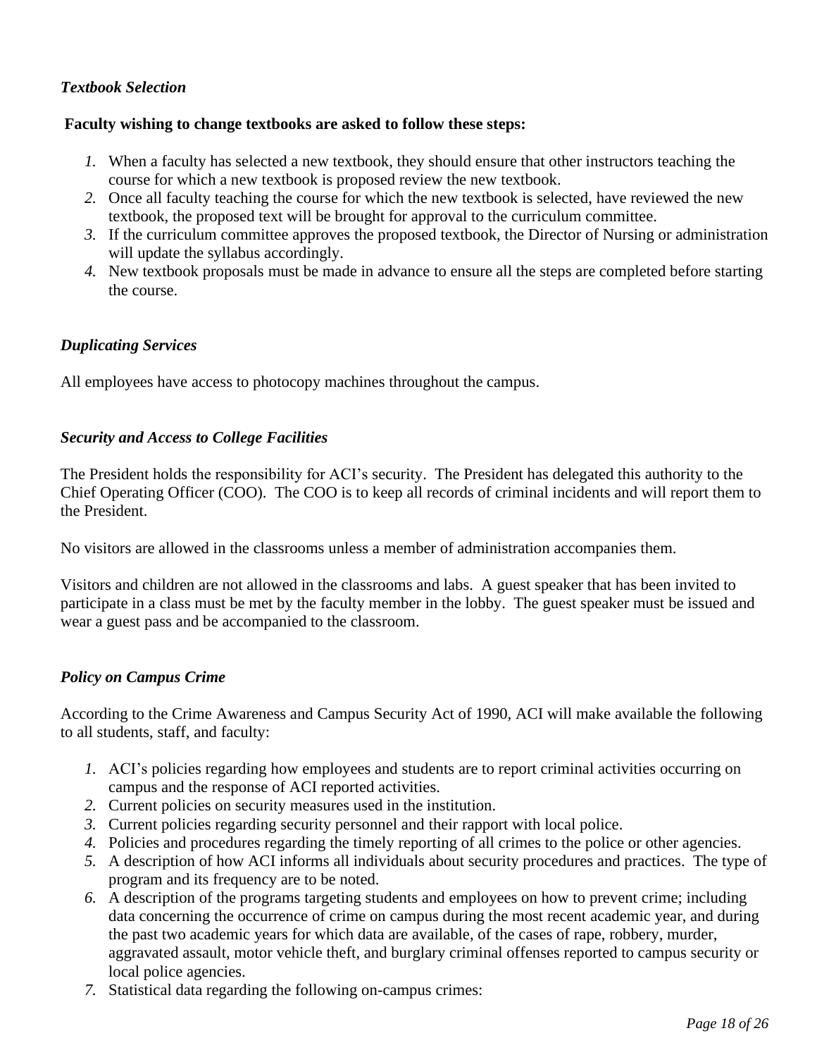### *Textbook Selection*

**Faculty wishing to change textbooks are asked to follow these steps:**

1. When a faculty has selected a new textbook, they should ensure that other instructors teaching the course for which a new textbook is proposed review the new textbook.
2. Once all faculty teaching the course for which the new textbook is selected, have reviewed the new textbook, the proposed text will be brought for approval to the curriculum committee.
3. If the curriculum committee approves the proposed textbook, the Director of Nursing or administration will update the syllabus accordingly.
4. New textbook proposals must be made in advance to ensure all the steps are completed before starting the course.

### *Duplicating Services*

All employees have access to photocopy machines throughout the campus.

### *Security and Access to College Facilities*

The President holds the responsibility for ACI's security. The President has delegated this authority to the Chief Operating Officer (COO). The COO is to keep all records of criminal incidents and will report them to the President.

No visitors are allowed in the classrooms unless a member of administration accompanies them.

Visitors and children are not allowed in the classrooms and labs. A guest speaker that has been invited to participate in a class must be met by the faculty member in the lobby. The guest speaker must be issued and wear a guest pass and be accompanied to the classroom.

### *Policy on Campus Crime*

According to the Crime Awareness and Campus Security Act of 1990, ACI will make available the following to all students, staff, and faculty:

1. ACI's policies regarding how employees and students are to report criminal activities occurring on campus and the response of ACI reported activities.
2. Current policies on security measures used in the institution.
3. Current policies regarding security personnel and their rapport with local police.
4. Policies and procedures regarding the timely reporting of all crimes to the police or other agencies.
5. A description of how ACI informs all individuals about security procedures and practices. The type of program and its frequency are to be noted.
6. A description of the programs targeting students and employees on how to prevent crime; including data concerning the occurrence of crime on campus during the most recent academic year, and during the past two academic years for which data are available, of the cases of rape, robbery, murder, aggravated assault, motor vehicle theft, and burglary criminal offenses reported to campus security or local police agencies.
7. Statistical data regarding the following on-campus crimes: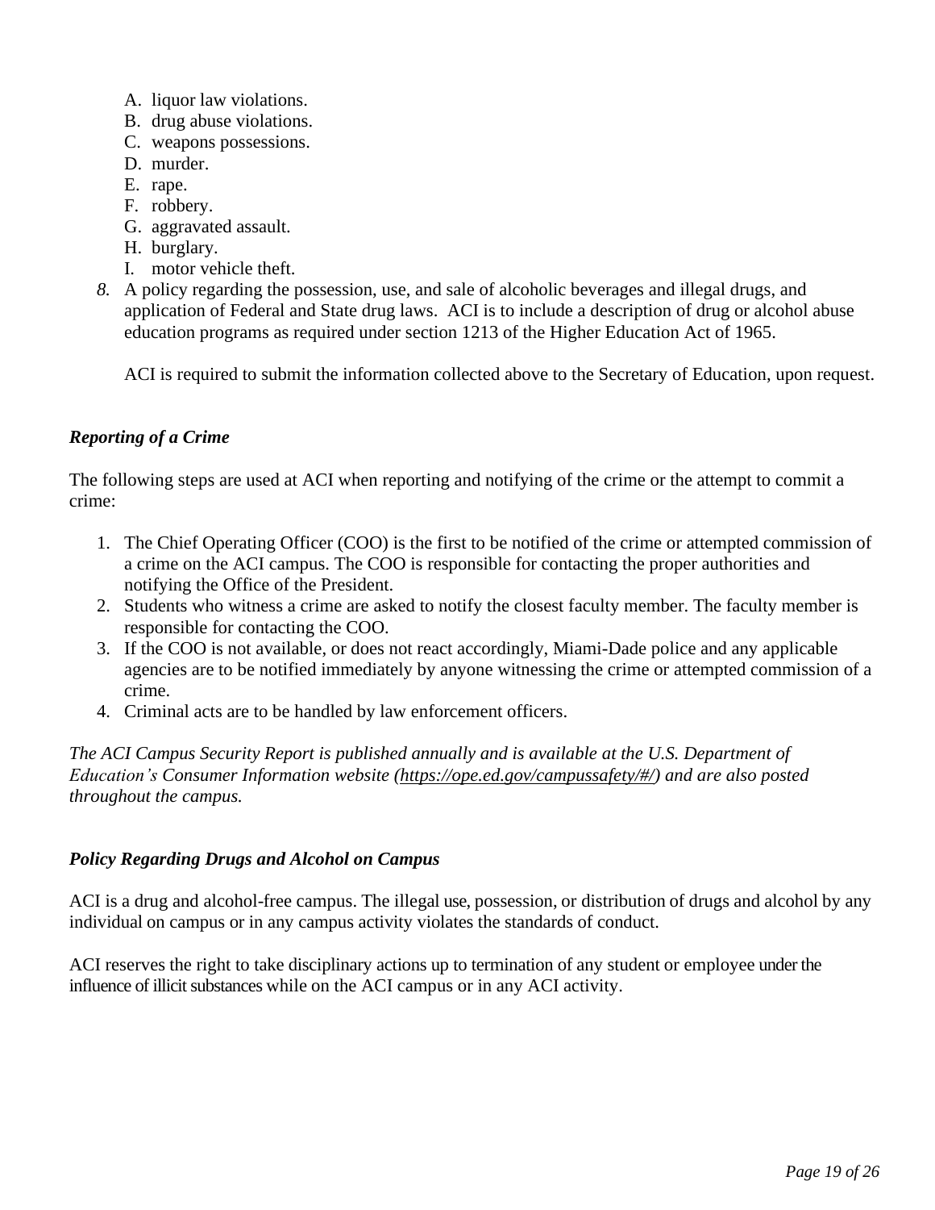A. liquor law violations.
   B. drug abuse violations.
   C. weapons possessions.
   D. murder.
   E. rape.
   F. robbery.
   G. aggravated assault.
   H. burglary.
   I. motor vehicle theft.

8. A policy regarding the possession, use, and sale of alcoholic beverages and illegal drugs, and application of Federal and State drug laws. ACI is to include a description of drug or alcohol abuse education programs as required under section 1213 of the Higher Education Act of 1965.

   ACI is required to submit the information collected above to the Secretary of Education, upon request.

### *Reporting of a Crime*

The following steps are used at ACI when reporting and notifying of the crime or the attempt to commit a crime:

1. The Chief Operating Officer (COO) is the first to be notified of the crime or attempted commission of a crime on the ACI campus. The COO is responsible for contacting the proper authorities and notifying the Office of the President.
2. Students who witness a crime are asked to notify the closest faculty member. The faculty member is responsible for contacting the COO.
3. If the COO is not available, or does not react accordingly, Miami-Dade police and any applicable agencies are to be notified immediately by anyone witnessing the crime or attempted commission of a crime.
4. Criminal acts are to be handled by law enforcement officers.

*The ACI Campus Security Report is published annually and is available at the U.S. Department of Education's Consumer Information website (https://ope.ed.gov/campussafety/#/) and are also posted throughout the campus.*

### *Policy Regarding Drugs and Alcohol on Campus*

ACI is a drug and alcohol-free campus. The illegal use, possession, or distribution of drugs and alcohol by any individual on campus or in any campus activity violates the standards of conduct.

ACI reserves the right to take disciplinary actions up to termination of any student or employee under the influence of illicit substances while on the ACI campus or in any ACI activity.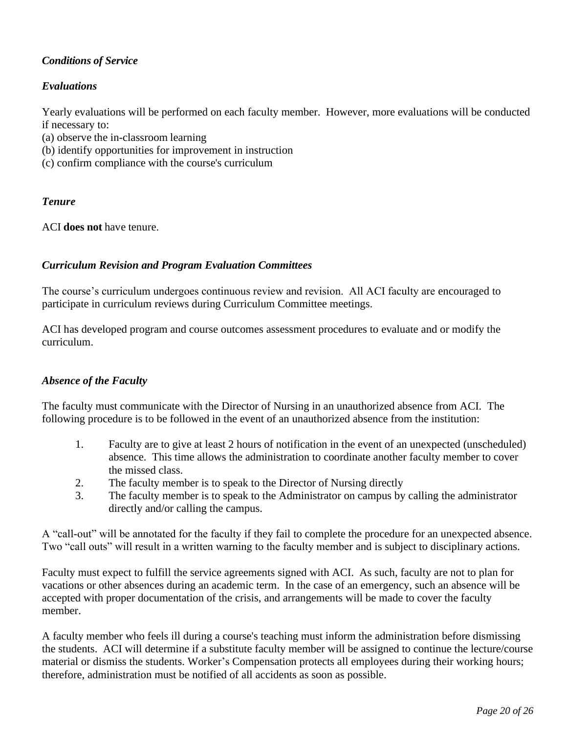***Conditions of Service***

***Evaluations***

Yearly evaluations will be performed on each faculty member. However, more evaluations will be conducted if necessary to:
(a) observe the in-classroom learning
(b) identify opportunities for improvement in instruction
(c) confirm compliance with the course's curriculum

***Tenure***

ACI **does not** have tenure.

***Curriculum Revision and Program Evaluation Committees***

The course's curriculum undergoes continuous review and revision. All ACI faculty are encouraged to participate in curriculum reviews during Curriculum Committee meetings.

ACI has developed program and course outcomes assessment procedures to evaluate and or modify the curriculum.

***Absence of the Faculty***

The faculty must communicate with the Director of Nursing in an unauthorized absence from ACI. The following procedure is to be followed in the event of an unauthorized absence from the institution:

1. Faculty are to give at least 2 hours of notification in the event of an unexpected (unscheduled) absence. This time allows the administration to coordinate another faculty member to cover the missed class.
2. The faculty member is to speak to the Director of Nursing directly
3. The faculty member is to speak to the Administrator on campus by calling the administrator directly and/or calling the campus.

A "call-out" will be annotated for the faculty if they fail to complete the procedure for an unexpected absence. Two "call outs" will result in a written warning to the faculty member and is subject to disciplinary actions.

Faculty must expect to fulfill the service agreements signed with ACI. As such, faculty are not to plan for vacations or other absences during an academic term. In the case of an emergency, such an absence will be accepted with proper documentation of the crisis, and arrangements will be made to cover the faculty member.

A faculty member who feels ill during a course's teaching must inform the administration before dismissing the students. ACI will determine if a substitute faculty member will be assigned to continue the lecture/course material or dismiss the students. Worker's Compensation protects all employees during their working hours; therefore, administration must be notified of all accidents as soon as possible.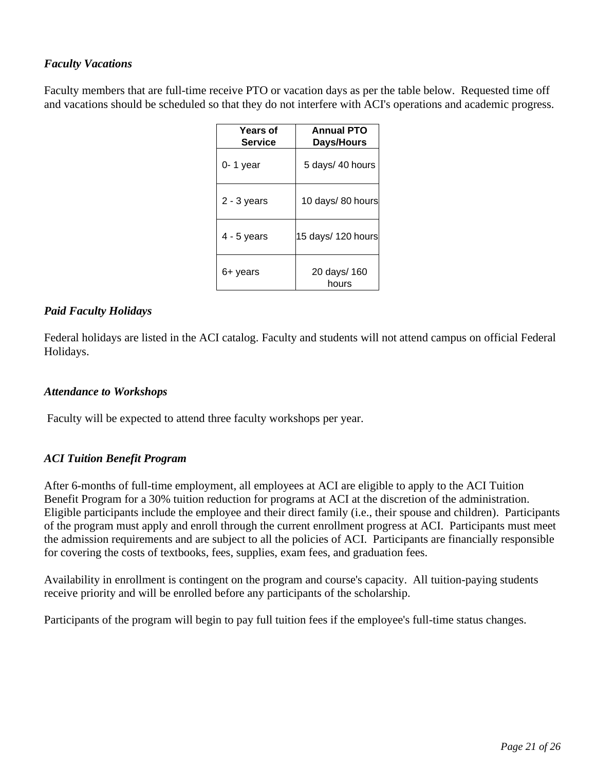***Faculty Vacations***

Faculty members that are full-time receive PTO or vacation days as per the table below. Requested time off and vacations should be scheduled so that they do not interfere with ACI's operations and academic progress.

| Years of Service | Annual PTO Days/Hours |
|---|---|
| 0- 1 year | 5 days/ 40 hours |
| 2 - 3 years | 10 days/ 80 hours |
| 4 - 5 years | 15 days/ 120 hours |
| 6+ years | 20 days/ 160 hours |

***Paid Faculty Holidays***

Federal holidays are listed in the ACI catalog. Faculty and students will not attend campus on official Federal Holidays.

***Attendance to Workshops***

Faculty will be expected to attend three faculty workshops per year.

***ACI Tuition Benefit Program***

After 6-months of full-time employment, all employees at ACI are eligible to apply to the ACI Tuition Benefit Program for a 30% tuition reduction for programs at ACI at the discretion of the administration. Eligible participants include the employee and their direct family (i.e., their spouse and children). Participants of the program must apply and enroll through the current enrollment progress at ACI. Participants must meet the admission requirements and are subject to all the policies of ACI. Participants are financially responsible for covering the costs of textbooks, fees, supplies, exam fees, and graduation fees.

Availability in enrollment is contingent on the program and course's capacity. All tuition-paying students receive priority and will be enrolled before any participants of the scholarship.

Participants of the program will begin to pay full tuition fees if the employee's full-time status changes.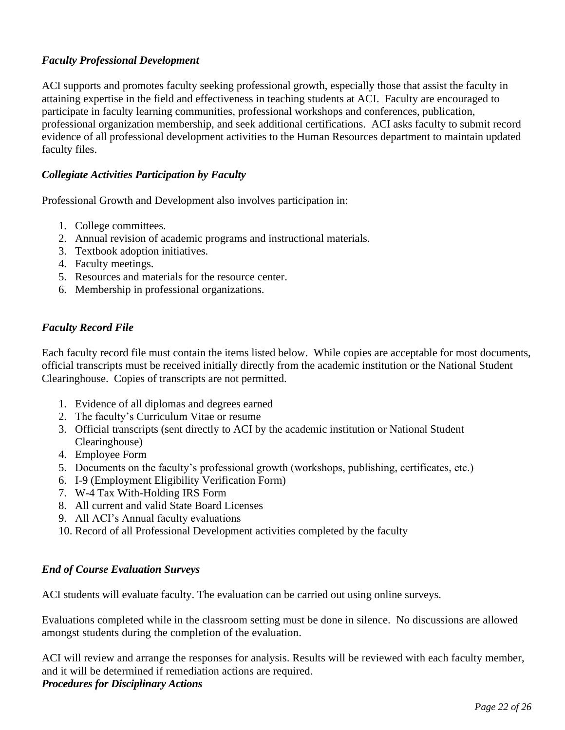### *Faculty Professional Development*

ACI supports and promotes faculty seeking professional growth, especially those that assist the faculty in attaining expertise in the field and effectiveness in teaching students at ACI. Faculty are encouraged to participate in faculty learning communities, professional workshops and conferences, publication, professional organization membership, and seek additional certifications. ACI asks faculty to submit record evidence of all professional development activities to the Human Resources department to maintain updated faculty files.

### *Collegiate Activities Participation by Faculty*

Professional Growth and Development also involves participation in:

1. College committees.
2. Annual revision of academic programs and instructional materials.
3. Textbook adoption initiatives.
4. Faculty meetings.
5. Resources and materials for the resource center.
6. Membership in professional organizations.

### *Faculty Record File*

Each faculty record file must contain the items listed below. While copies are acceptable for most documents, official transcripts must be received initially directly from the academic institution or the National Student Clearinghouse. Copies of transcripts are not permitted.

1. Evidence of <u>all</u> diplomas and degrees earned
2. The faculty's Curriculum Vitae or resume
3. Official transcripts (sent directly to ACI by the academic institution or National Student Clearinghouse)
4. Employee Form
5. Documents on the faculty's professional growth (workshops, publishing, certificates, etc.)
6. I-9 (Employment Eligibility Verification Form)
7. W-4 Tax With-Holding IRS Form
8. All current and valid State Board Licenses
9. All ACI's Annual faculty evaluations
10. Record of all Professional Development activities completed by the faculty

### *End of Course Evaluation Surveys*

ACI students will evaluate faculty. The evaluation can be carried out using online surveys.

Evaluations completed while in the classroom setting must be done in silence. No discussions are allowed amongst students during the completion of the evaluation.

ACI will review and arrange the responses for analysis. Results will be reviewed with each faculty member, and it will be determined if remediation actions are required.

### *Procedures for Disciplinary Actions*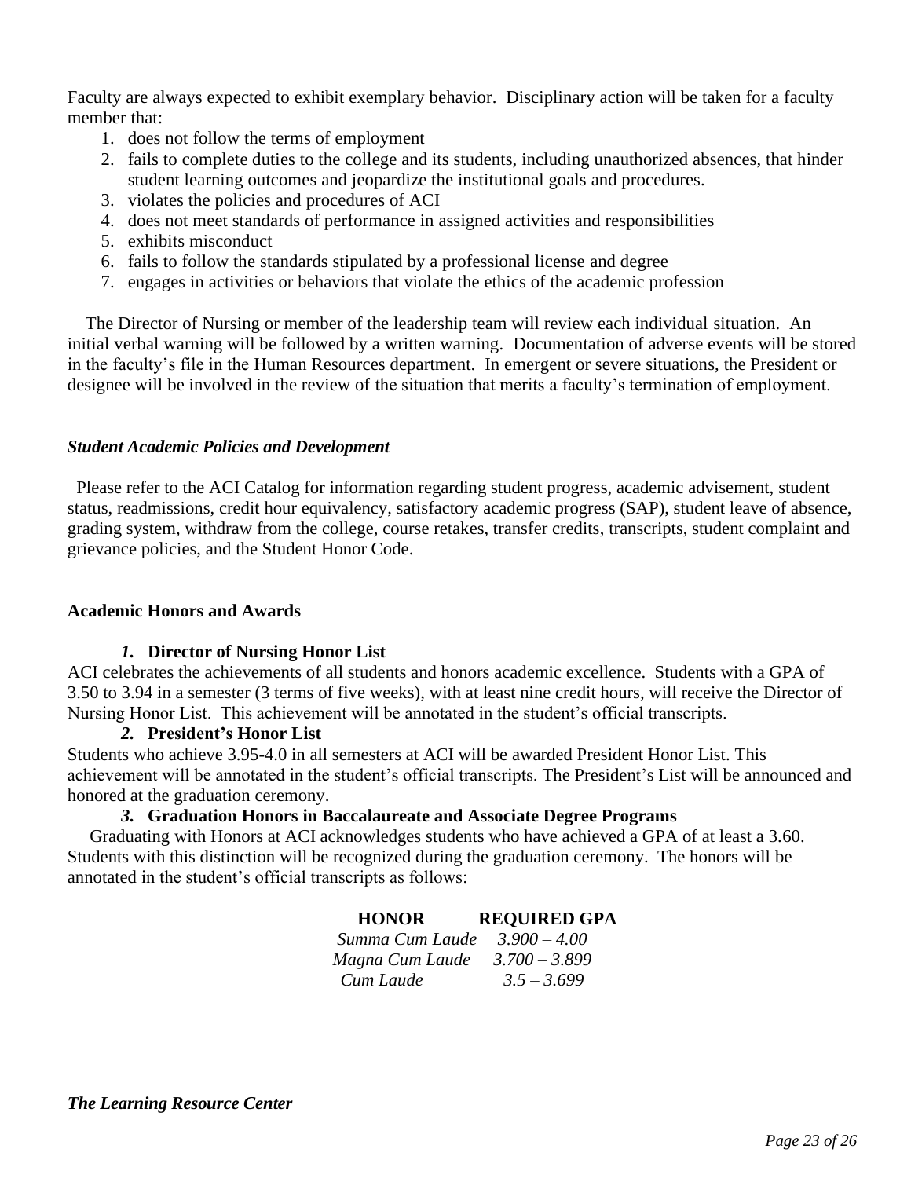Faculty are always expected to exhibit exemplary behavior. Disciplinary action will be taken for a faculty member that:

1. does not follow the terms of employment
2. fails to complete duties to the college and its students, including unauthorized absences, that hinder student learning outcomes and jeopardize the institutional goals and procedures.
3. violates the policies and procedures of ACI
4. does not meet standards of performance in assigned activities and responsibilities
5. exhibits misconduct
6. fails to follow the standards stipulated by a professional license and degree
7. engages in activities or behaviors that violate the ethics of the academic profession

The Director of Nursing or member of the leadership team will review each individual situation. An initial verbal warning will be followed by a written warning. Documentation of adverse events will be stored in the faculty's file in the Human Resources department. In emergent or severe situations, the President or designee will be involved in the review of the situation that merits a faculty's termination of employment.

***Student Academic Policies and Development***

Please refer to the ACI Catalog for information regarding student progress, academic advisement, student status, readmissions, credit hour equivalency, satisfactory academic progress (SAP), student leave of absence, grading system, withdraw from the college, course retakes, transfer credits, transcripts, student complaint and grievance policies, and the Student Honor Code.

**Academic Honors and Awards**

***1.* Director of Nursing Honor List**

ACI celebrates the achievements of all students and honors academic excellence. Students with a GPA of 3.50 to 3.94 in a semester (3 terms of five weeks), with at least nine credit hours, will receive the Director of Nursing Honor List. This achievement will be annotated in the student's official transcripts.

***2.* President's Honor List**

Students who achieve 3.95-4.0 in all semesters at ACI will be awarded President Honor List. This achievement will be annotated in the student's official transcripts. The President's List will be announced and honored at the graduation ceremony.

***3.* Graduation Honors in Baccalaureate and Associate Degree Programs**

Graduating with Honors at ACI acknowledges students who have achieved a GPA of at least a 3.60. Students with this distinction will be recognized during the graduation ceremony. The honors will be annotated in the student's official transcripts as follows:

| HONOR | REQUIRED GPA |
|---|---|
| *Summa Cum Laude* | *3.900 – 4.00* |
| *Magna Cum Laude* | *3.700 – 3.899* |
| *Cum Laude* | *3.5 – 3.699* |

***The Learning Resource Center***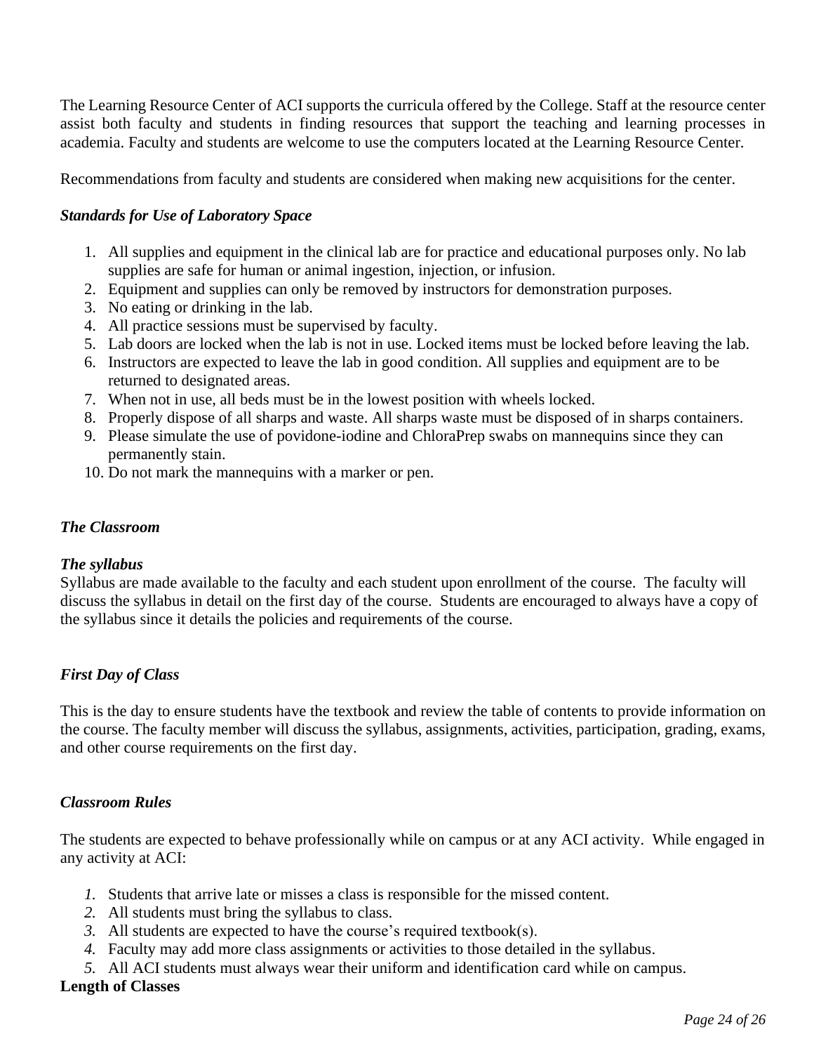The Learning Resource Center of ACI supports the curricula offered by the College. Staff at the resource center assist both faculty and students in finding resources that support the teaching and learning processes in academia. Faculty and students are welcome to use the computers located at the Learning Resource Center.

Recommendations from faculty and students are considered when making new acquisitions for the center.

***Standards for Use of Laboratory Space***

1. All supplies and equipment in the clinical lab are for practice and educational purposes only. No lab supplies are safe for human or animal ingestion, injection, or infusion.
2. Equipment and supplies can only be removed by instructors for demonstration purposes.
3. No eating or drinking in the lab.
4. All practice sessions must be supervised by faculty.
5. Lab doors are locked when the lab is not in use. Locked items must be locked before leaving the lab.
6. Instructors are expected to leave the lab in good condition. All supplies and equipment are to be returned to designated areas.
7. When not in use, all beds must be in the lowest position with wheels locked.
8. Properly dispose of all sharps and waste. All sharps waste must be disposed of in sharps containers.
9. Please simulate the use of povidone-iodine and ChloraPrep swabs on mannequins since they can permanently stain.
10. Do not mark the mannequins with a marker or pen.

***The Classroom***

***The syllabus***

Syllabus are made available to the faculty and each student upon enrollment of the course. The faculty will discuss the syllabus in detail on the first day of the course. Students are encouraged to always have a copy of the syllabus since it details the policies and requirements of the course.

***First Day of Class***

This is the day to ensure students have the textbook and review the table of contents to provide information on the course. The faculty member will discuss the syllabus, assignments, activities, participation, grading, exams, and other course requirements on the first day.

***Classroom Rules***

The students are expected to behave professionally while on campus or at any ACI activity. While engaged in any activity at ACI:

1. Students that arrive late or misses a class is responsible for the missed content.
2. All students must bring the syllabus to class.
3. All students are expected to have the course's required textbook(s).
4. Faculty may add more class assignments or activities to those detailed in the syllabus.
5. All ACI students must always wear their uniform and identification card while on campus.

**Length of Classes**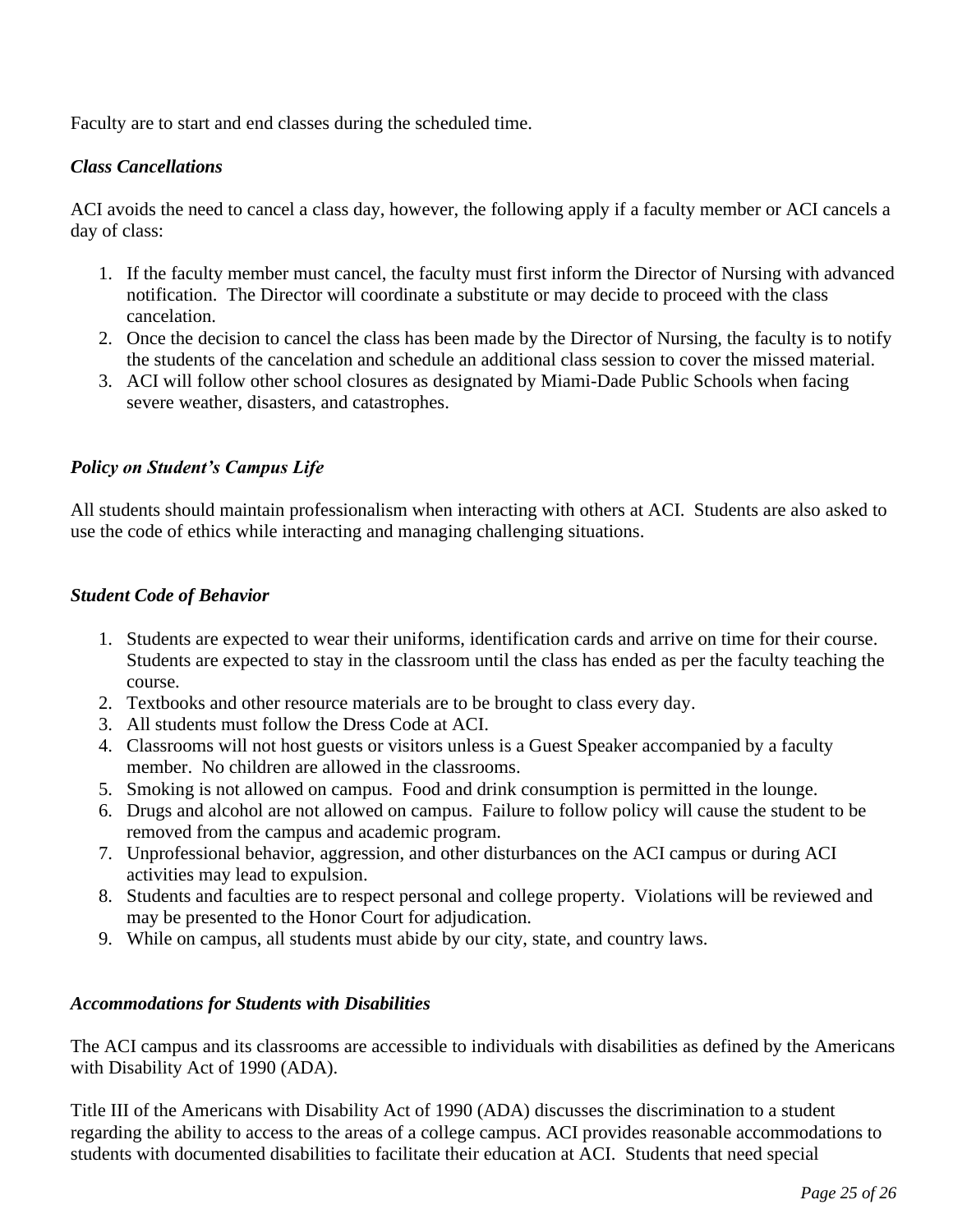Faculty are to start and end classes during the scheduled time.

***Class Cancellations***

ACI avoids the need to cancel a class day, however, the following apply if a faculty member or ACI cancels a day of class:

1. If the faculty member must cancel, the faculty must first inform the Director of Nursing with advanced notification. The Director will coordinate a substitute or may decide to proceed with the class cancelation.
2. Once the decision to cancel the class has been made by the Director of Nursing, the faculty is to notify the students of the cancelation and schedule an additional class session to cover the missed material.
3. ACI will follow other school closures as designated by Miami-Dade Public Schools when facing severe weather, disasters, and catastrophes.

***Policy on Student's Campus Life***

All students should maintain professionalism when interacting with others at ACI. Students are also asked to use the code of ethics while interacting and managing challenging situations.

***Student Code of Behavior***

1. Students are expected to wear their uniforms, identification cards and arrive on time for their course. Students are expected to stay in the classroom until the class has ended as per the faculty teaching the course.
2. Textbooks and other resource materials are to be brought to class every day.
3. All students must follow the Dress Code at ACI.
4. Classrooms will not host guests or visitors unless is a Guest Speaker accompanied by a faculty member. No children are allowed in the classrooms.
5. Smoking is not allowed on campus. Food and drink consumption is permitted in the lounge.
6. Drugs and alcohol are not allowed on campus. Failure to follow policy will cause the student to be removed from the campus and academic program.
7. Unprofessional behavior, aggression, and other disturbances on the ACI campus or during ACI activities may lead to expulsion.
8. Students and faculties are to respect personal and college property. Violations will be reviewed and may be presented to the Honor Court for adjudication.
9. While on campus, all students must abide by our city, state, and country laws.

***Accommodations for Students with Disabilities***

The ACI campus and its classrooms are accessible to individuals with disabilities as defined by the Americans with Disability Act of 1990 (ADA).

Title III of the Americans with Disability Act of 1990 (ADA) discusses the discrimination to a student regarding the ability to access to the areas of a college campus. ACI provides reasonable accommodations to students with documented disabilities to facilitate their education at ACI. Students that need special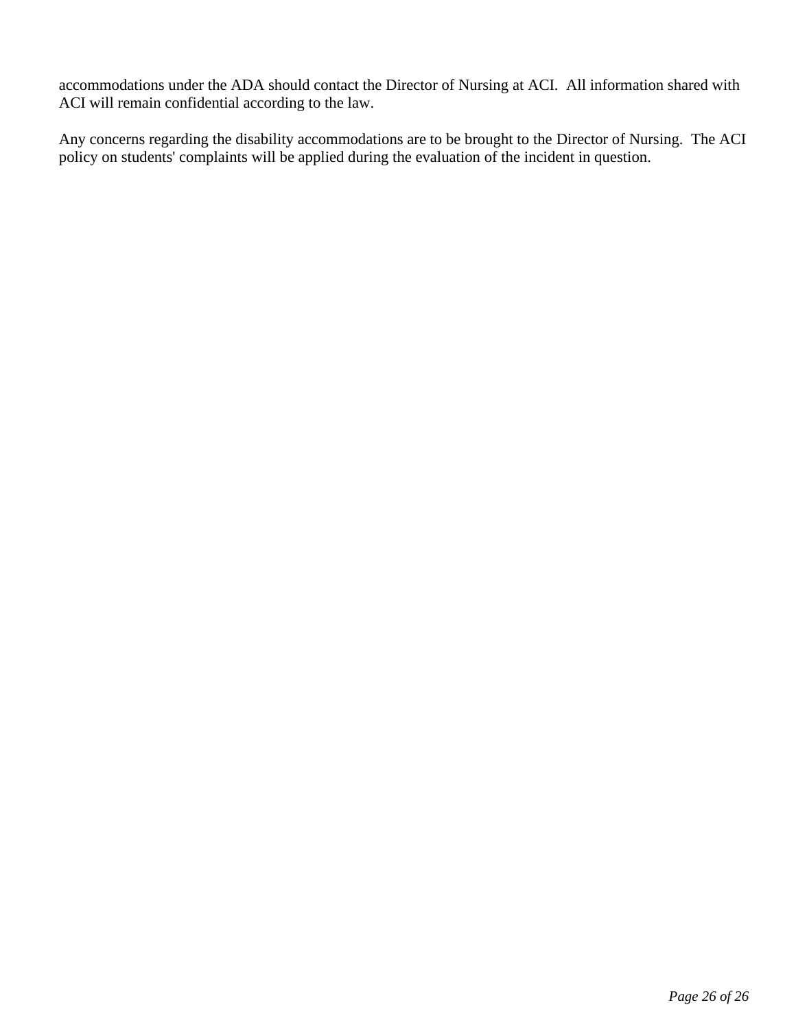accommodations under the ADA should contact the Director of Nursing at ACI.  All information shared with ACI will remain confidential according to the law.

Any concerns regarding the disability accommodations are to be brought to the Director of Nursing.  The ACI policy on students' complaints will be applied during the evaluation of the incident in question.